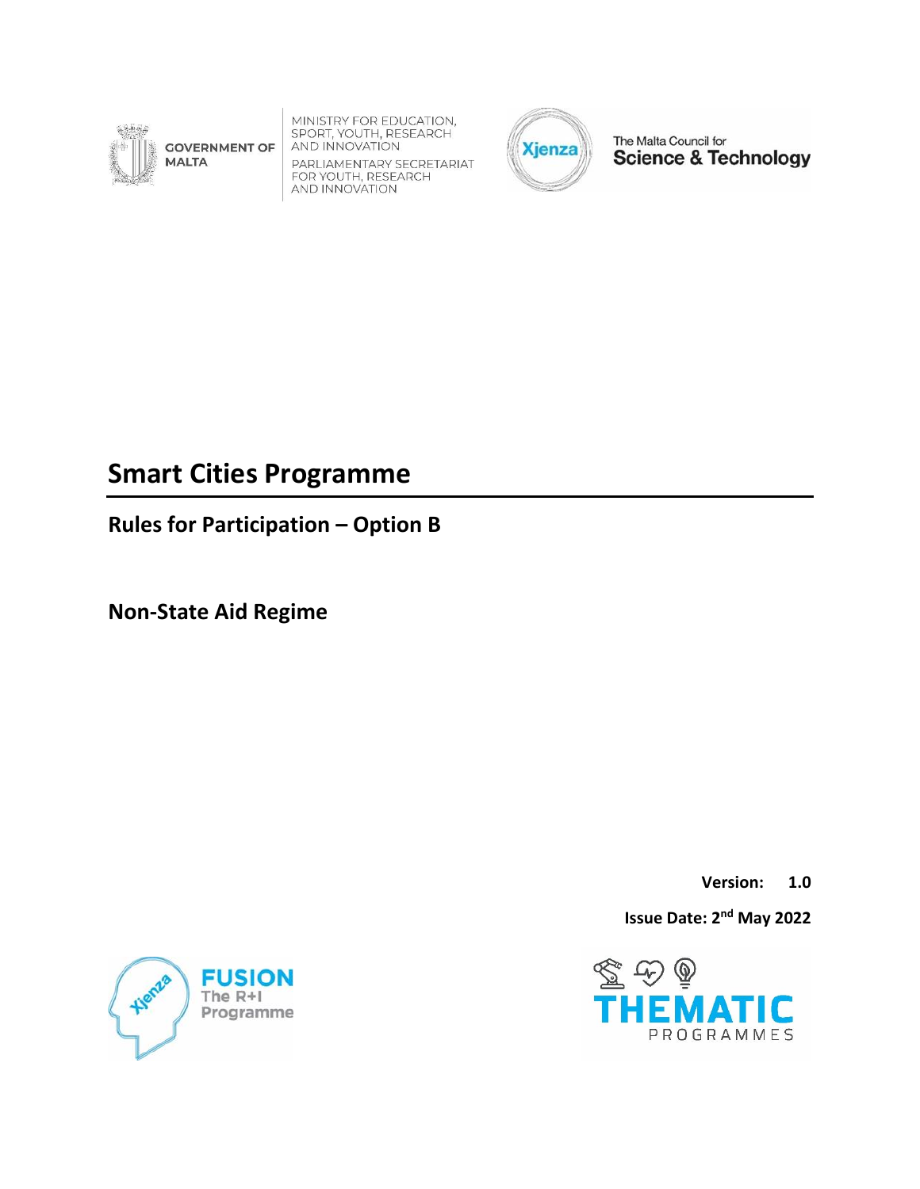GOVERNMENT OF MALTA

MINISTRY FOR EDUCATION, SPORT, YOUTH, RESEARCH AND INNOVATION

PARLIAMENTARY SECRETARIAT FOR YOUTH, RESEARCH AND INNOVATION

Xjenza

The Malta Council for **Science & Technology**

# Smart Cities Programme

## Rules for Participation – Option B

## Non-State Aid Regime

**Version: 1.0**

**Issue Date: 2nd May 2022**

Xjenza **FUSION** The R+I Programme

**THEMATIC** PROGRAMMES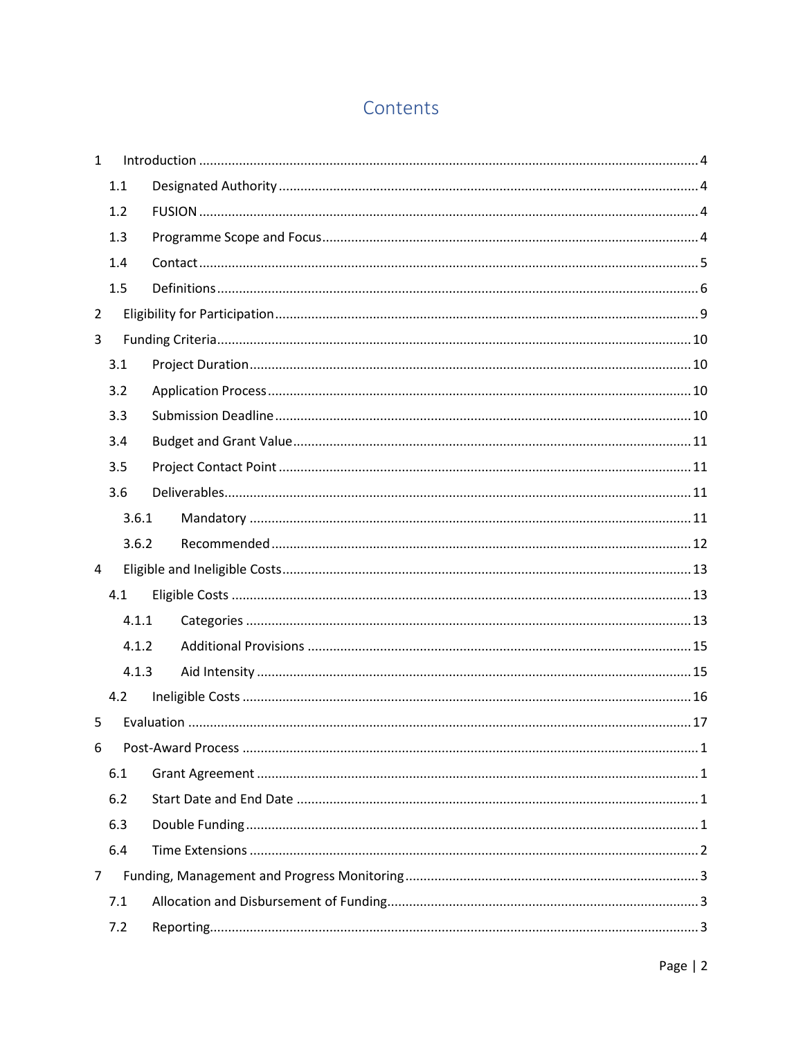# Contents

1 Introduction ... 4
 1.1 Designated Authority ... 4
 1.2 FUSION ... 4
 1.3 Programme Scope and Focus ... 4
 1.4 Contact ... 5
 1.5 Definitions ... 6
2 Eligibility for Participation ... 9
3 Funding Criteria ... 10
 3.1 Project Duration ... 10
 3.2 Application Process ... 10
 3.3 Submission Deadline ... 10
 3.4 Budget and Grant Value ... 11
 3.5 Project Contact Point ... 11
 3.6 Deliverables ... 11
  3.6.1 Mandatory ... 11
  3.6.2 Recommended ... 12
4 Eligible and Ineligible Costs ... 13
 4.1 Eligible Costs ... 13
  4.1.1 Categories ... 13
  4.1.2 Additional Provisions ... 15
  4.1.3 Aid Intensity ... 15
 4.2 Ineligible Costs ... 16
5 Evaluation ... 17
6 Post-Award Process ... 1
 6.1 Grant Agreement ... 1
 6.2 Start Date and End Date ... 1
 6.3 Double Funding ... 1
 6.4 Time Extensions ... 2
7 Funding, Management and Progress Monitoring ... 3
 7.1 Allocation and Disbursement of Funding ... 3
 7.2 Reporting ... 3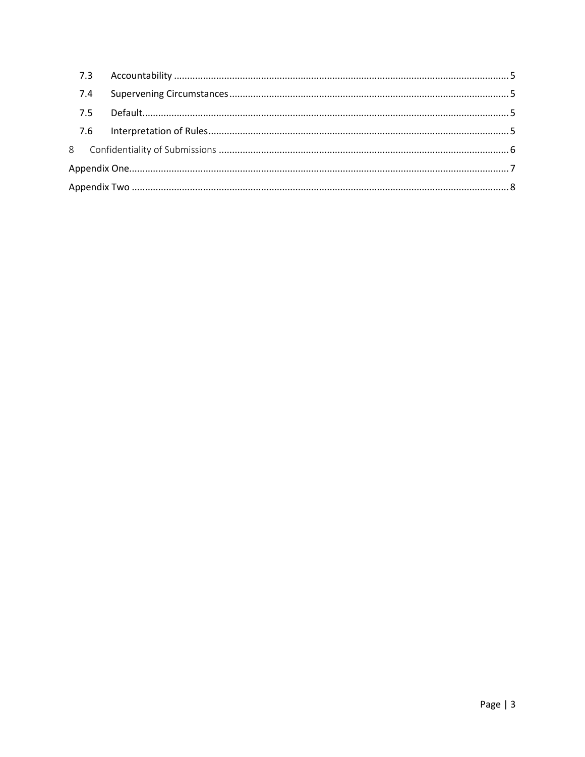7.3 Accountability ............................................................................................................................. 5

7.4 Supervening Circumstances ......................................................................................................... 5

7.5 Default.......................................................................................................................................... 5

7.6 Interpretation of Rules ................................................................................................................. 5

8 Confidentiality of Submissions ............................................................................................................ 6

Appendix One............................................................................................................................................. 7

Appendix Two ............................................................................................................................................ 8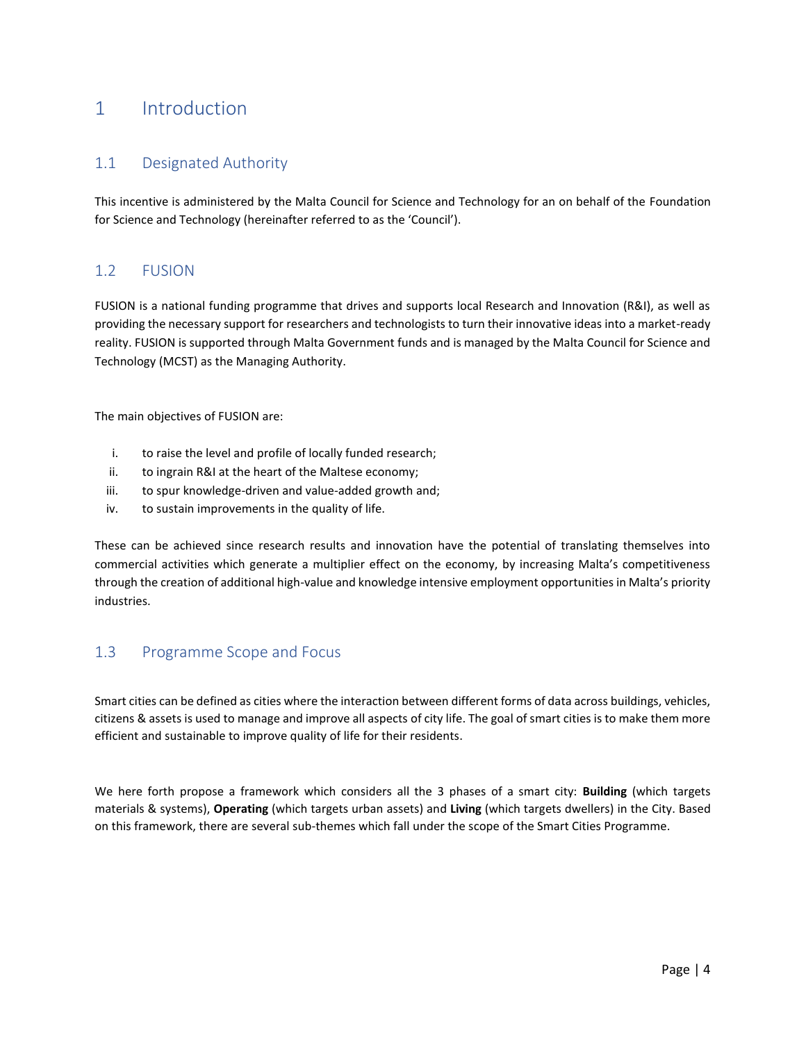# 1 Introduction

## 1.1 Designated Authority

This incentive is administered by the Malta Council for Science and Technology for an on behalf of the Foundation for Science and Technology (hereinafter referred to as the 'Council').

## 1.2 FUSION

FUSION is a national funding programme that drives and supports local Research and Innovation (R&I), as well as providing the necessary support for researchers and technologists to turn their innovative ideas into a market-ready reality. FUSION is supported through Malta Government funds and is managed by the Malta Council for Science and Technology (MCST) as the Managing Authority.

The main objectives of FUSION are:

- i. to raise the level and profile of locally funded research;
- ii. to ingrain R&I at the heart of the Maltese economy;
- iii. to spur knowledge-driven and value-added growth and;
- iv. to sustain improvements in the quality of life.

These can be achieved since research results and innovation have the potential of translating themselves into commercial activities which generate a multiplier effect on the economy, by increasing Malta's competitiveness through the creation of additional high-value and knowledge intensive employment opportunities in Malta's priority industries.

## 1.3 Programme Scope and Focus

Smart cities can be defined as cities where the interaction between different forms of data across buildings, vehicles, citizens & assets is used to manage and improve all aspects of city life. The goal of smart cities is to make them more efficient and sustainable to improve quality of life for their residents.

We here forth propose a framework which considers all the 3 phases of a smart city: **Building** (which targets materials & systems), **Operating** (which targets urban assets) and **Living** (which targets dwellers) in the City. Based on this framework, there are several sub-themes which fall under the scope of the Smart Cities Programme.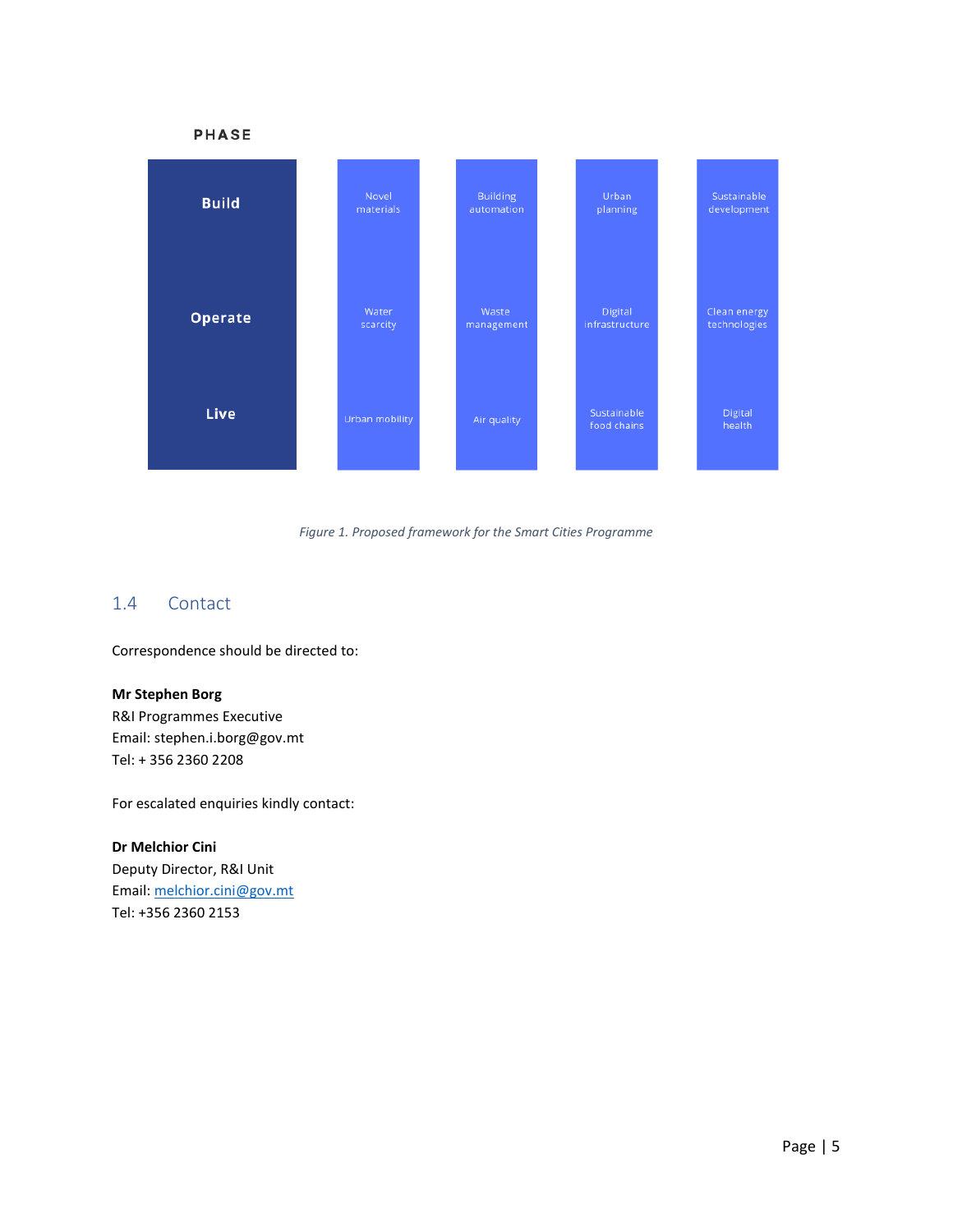| PHASE | | | | |
|---|---|---|---|---|
| **Build** | Novel materials | Building automation | Urban planning | Sustainable development |
| **Operate** | Water scarcity | Waste management | Digital infrastructure | Clean energy technologies |
| **Live** | Urban mobility | Air quality | Sustainable food chains | Digital health |

*Figure 1. Proposed framework for the Smart Cities Programme*

## 1.4 Contact

Correspondence should be directed to:

**Mr Stephen Borg**
R&I Programmes Executive
Email: stephen.i.borg@gov.mt
Tel: + 356 2360 2208

For escalated enquiries kindly contact:

**Dr Melchior Cini**
Deputy Director, R&I Unit
Email: melchior.cini@gov.mt
Tel: +356 2360 2153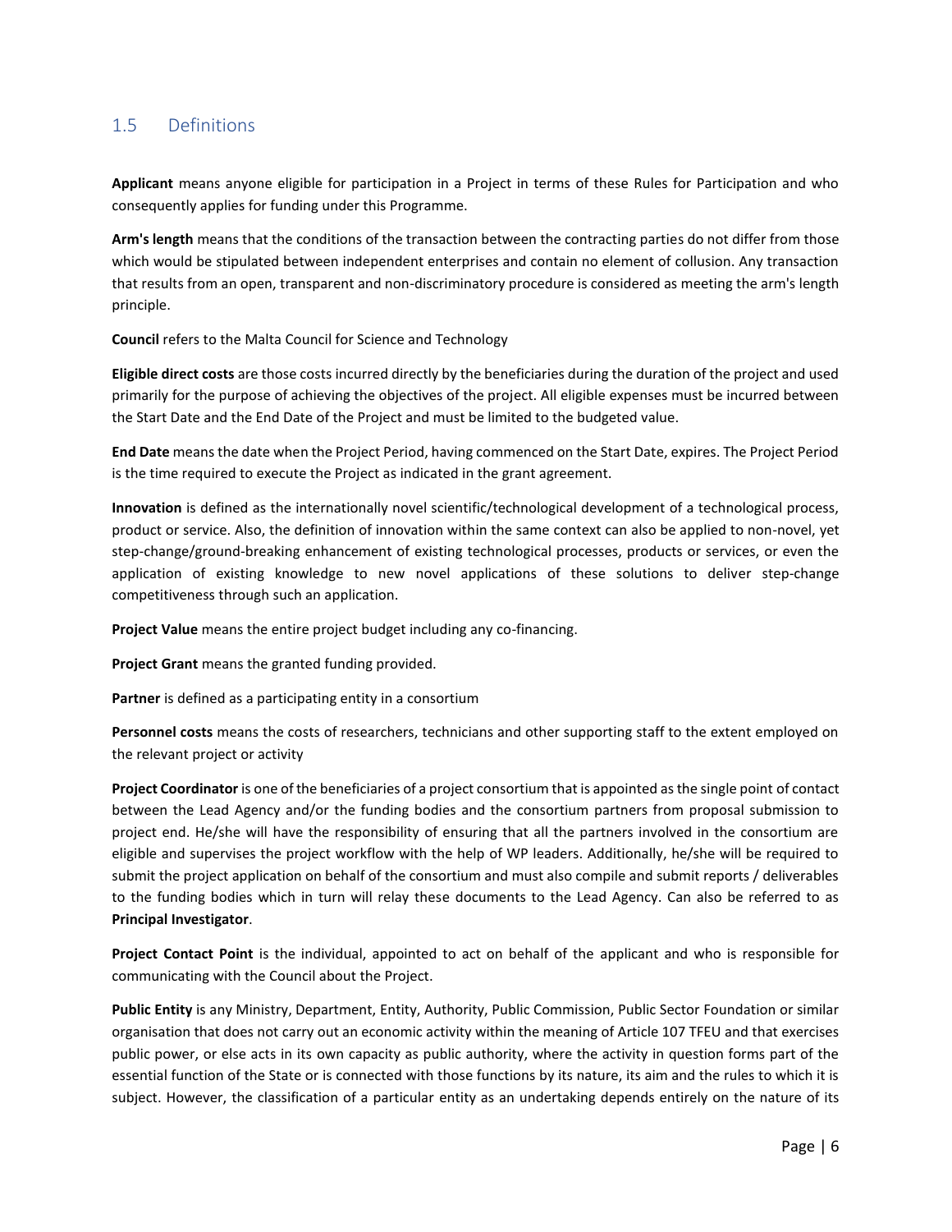## 1.5 Definitions

**Applicant** means anyone eligible for participation in a Project in terms of these Rules for Participation and who consequently applies for funding under this Programme.

**Arm's length** means that the conditions of the transaction between the contracting parties do not differ from those which would be stipulated between independent enterprises and contain no element of collusion. Any transaction that results from an open, transparent and non-discriminatory procedure is considered as meeting the arm's length principle.

**Council** refers to the Malta Council for Science and Technology

**Eligible direct costs** are those costs incurred directly by the beneficiaries during the duration of the project and used primarily for the purpose of achieving the objectives of the project. All eligible expenses must be incurred between the Start Date and the End Date of the Project and must be limited to the budgeted value.

**End Date** means the date when the Project Period, having commenced on the Start Date, expires. The Project Period is the time required to execute the Project as indicated in the grant agreement.

**Innovation** is defined as the internationally novel scientific/technological development of a technological process, product or service. Also, the definition of innovation within the same context can also be applied to non-novel, yet step-change/ground-breaking enhancement of existing technological processes, products or services, or even the application of existing knowledge to new novel applications of these solutions to deliver step-change competitiveness through such an application.

**Project Value** means the entire project budget including any co-financing.

**Project Grant** means the granted funding provided.

**Partner** is defined as a participating entity in a consortium

**Personnel costs** means the costs of researchers, technicians and other supporting staff to the extent employed on the relevant project or activity

**Project Coordinator** is one of the beneficiaries of a project consortium that is appointed as the single point of contact between the Lead Agency and/or the funding bodies and the consortium partners from proposal submission to project end. He/she will have the responsibility of ensuring that all the partners involved in the consortium are eligible and supervises the project workflow with the help of WP leaders. Additionally, he/she will be required to submit the project application on behalf of the consortium and must also compile and submit reports / deliverables to the funding bodies which in turn will relay these documents to the Lead Agency. Can also be referred to as **Principal Investigator**.

**Project Contact Point** is the individual, appointed to act on behalf of the applicant and who is responsible for communicating with the Council about the Project.

**Public Entity** is any Ministry, Department, Entity, Authority, Public Commission, Public Sector Foundation or similar organisation that does not carry out an economic activity within the meaning of Article 107 TFEU and that exercises public power, or else acts in its own capacity as public authority, where the activity in question forms part of the essential function of the State or is connected with those functions by its nature, its aim and the rules to which it is subject. However, the classification of a particular entity as an undertaking depends entirely on the nature of its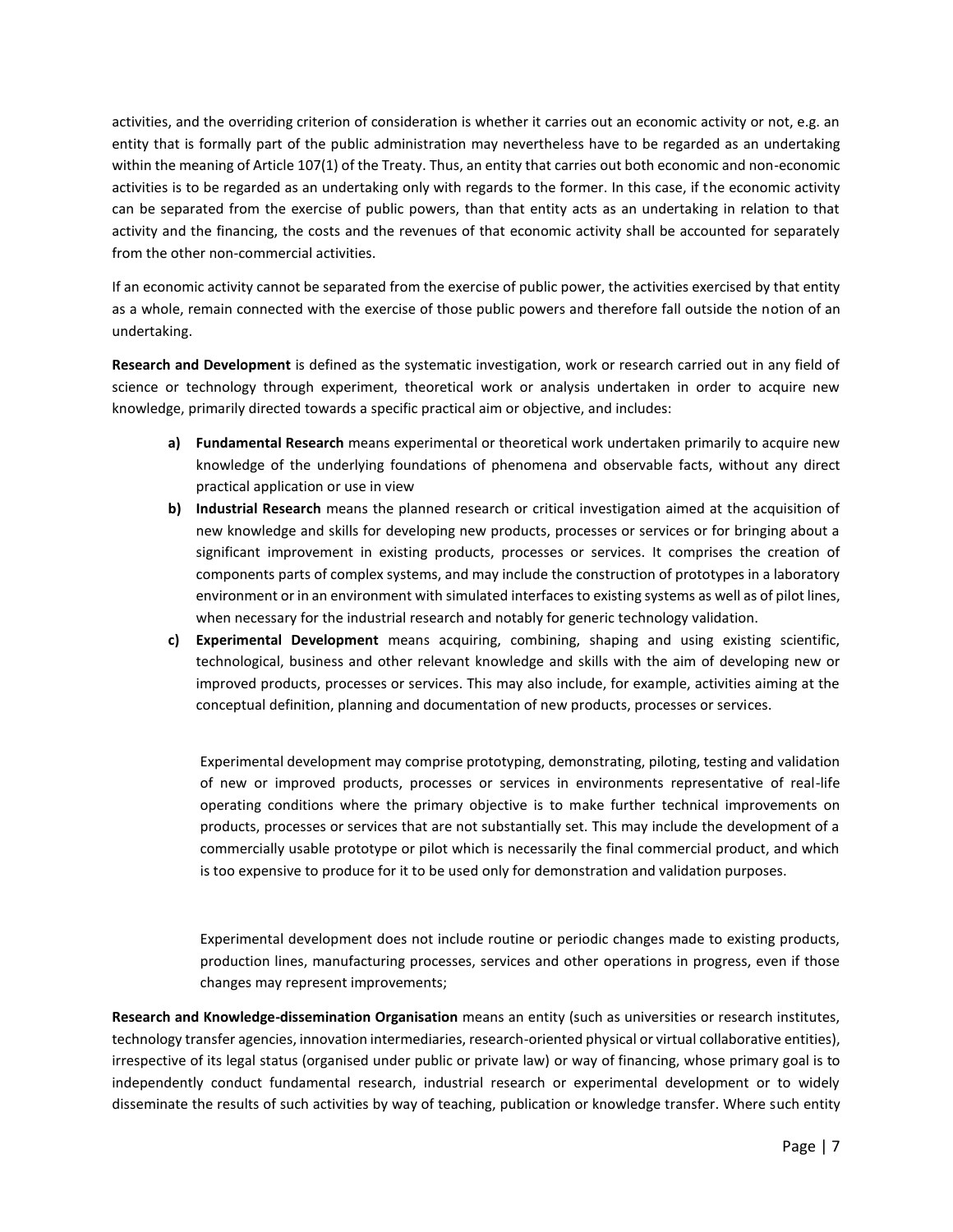activities, and the overriding criterion of consideration is whether it carries out an economic activity or not, e.g. an entity that is formally part of the public administration may nevertheless have to be regarded as an undertaking within the meaning of Article 107(1) of the Treaty. Thus, an entity that carries out both economic and non-economic activities is to be regarded as an undertaking only with regards to the former. In this case, if the economic activity can be separated from the exercise of public powers, than that entity acts as an undertaking in relation to that activity and the financing, the costs and the revenues of that economic activity shall be accounted for separately from the other non-commercial activities.

If an economic activity cannot be separated from the exercise of public power, the activities exercised by that entity as a whole, remain connected with the exercise of those public powers and therefore fall outside the notion of an undertaking.

**Research and Development** is defined as the systematic investigation, work or research carried out in any field of science or technology through experiment, theoretical work or analysis undertaken in order to acquire new knowledge, primarily directed towards a specific practical aim or objective, and includes:

a) **Fundamental Research** means experimental or theoretical work undertaken primarily to acquire new knowledge of the underlying foundations of phenomena and observable facts, without any direct practical application or use in view
b) **Industrial Research** means the planned research or critical investigation aimed at the acquisition of new knowledge and skills for developing new products, processes or services or for bringing about a significant improvement in existing products, processes or services. It comprises the creation of components parts of complex systems, and may include the construction of prototypes in a laboratory environment or in an environment with simulated interfaces to existing systems as well as of pilot lines, when necessary for the industrial research and notably for generic technology validation.
c) **Experimental Development** means acquiring, combining, shaping and using existing scientific, technological, business and other relevant knowledge and skills with the aim of developing new or improved products, processes or services. This may also include, for example, activities aiming at the conceptual definition, planning and documentation of new products, processes or services.

   Experimental development may comprise prototyping, demonstrating, piloting, testing and validation of new or improved products, processes or services in environments representative of real-life operating conditions where the primary objective is to make further technical improvements on products, processes or services that are not substantially set. This may include the development of a commercially usable prototype or pilot which is necessarily the final commercial product, and which is too expensive to produce for it to be used only for demonstration and validation purposes.

   Experimental development does not include routine or periodic changes made to existing products, production lines, manufacturing processes, services and other operations in progress, even if those changes may represent improvements;

**Research and Knowledge-dissemination Organisation** means an entity (such as universities or research institutes, technology transfer agencies, innovation intermediaries, research-oriented physical or virtual collaborative entities), irrespective of its legal status (organised under public or private law) or way of financing, whose primary goal is to independently conduct fundamental research, industrial research or experimental development or to widely disseminate the results of such activities by way of teaching, publication or knowledge transfer. Where such entity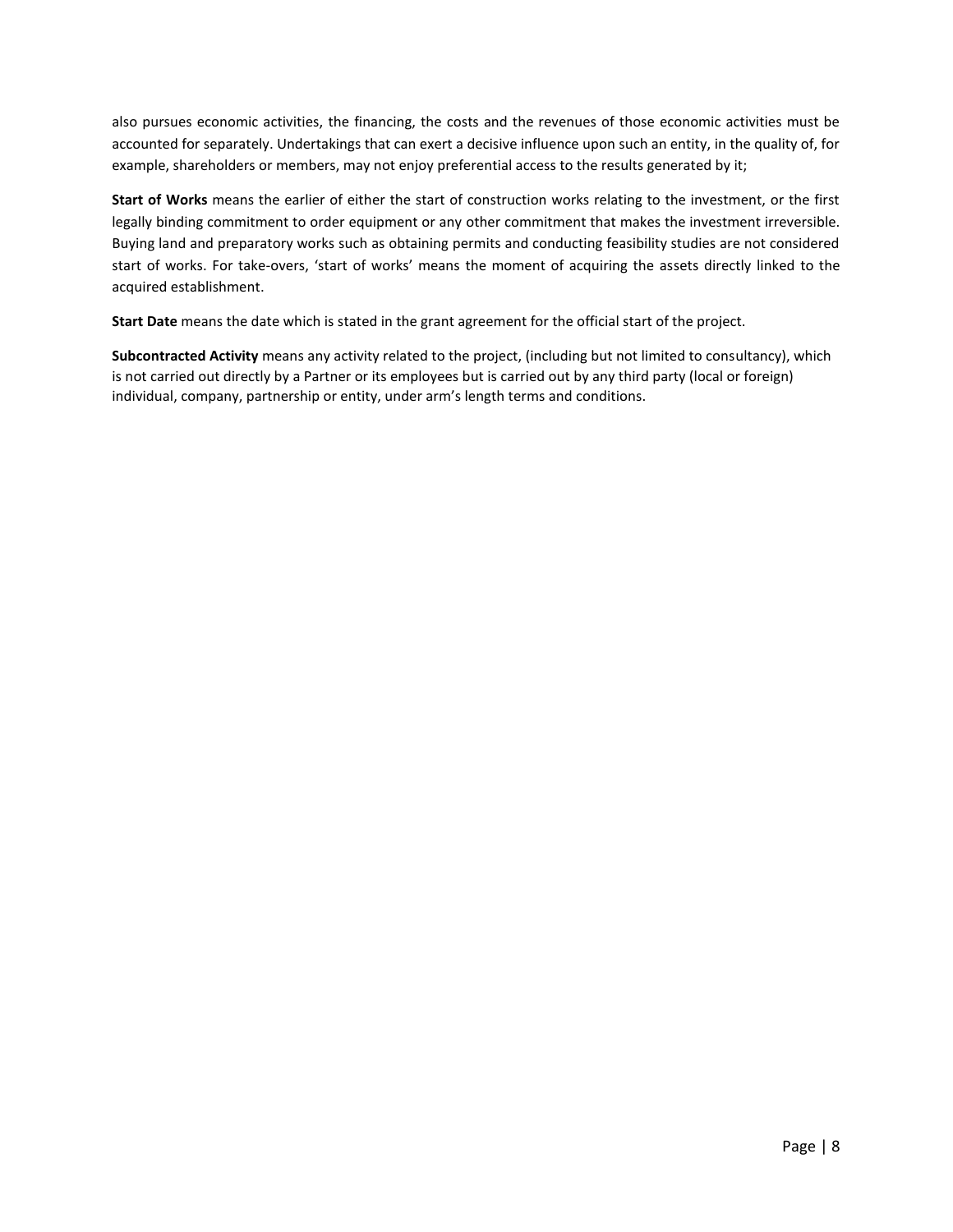also pursues economic activities, the financing, the costs and the revenues of those economic activities must be accounted for separately. Undertakings that can exert a decisive influence upon such an entity, in the quality of, for example, shareholders or members, may not enjoy preferential access to the results generated by it;

**Start of Works** means the earlier of either the start of construction works relating to the investment, or the first legally binding commitment to order equipment or any other commitment that makes the investment irreversible. Buying land and preparatory works such as obtaining permits and conducting feasibility studies are not considered start of works. For take-overs, 'start of works' means the moment of acquiring the assets directly linked to the acquired establishment.

**Start Date** means the date which is stated in the grant agreement for the official start of the project.

**Subcontracted Activity** means any activity related to the project, (including but not limited to consultancy), which is not carried out directly by a Partner or its employees but is carried out by any third party (local or foreign) individual, company, partnership or entity, under arm's length terms and conditions.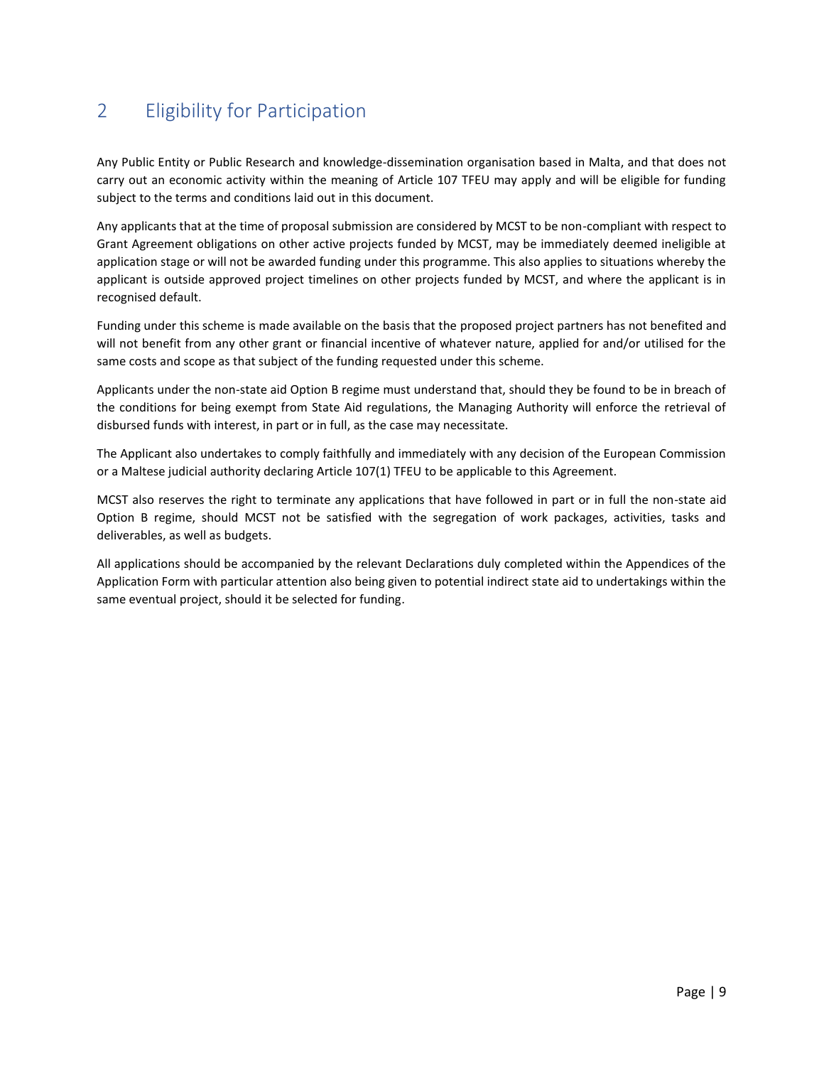# 2 Eligibility for Participation

Any Public Entity or Public Research and knowledge-dissemination organisation based in Malta, and that does not carry out an economic activity within the meaning of Article 107 TFEU may apply and will be eligible for funding subject to the terms and conditions laid out in this document.

Any applicants that at the time of proposal submission are considered by MCST to be non-compliant with respect to Grant Agreement obligations on other active projects funded by MCST, may be immediately deemed ineligible at application stage or will not be awarded funding under this programme. This also applies to situations whereby the applicant is outside approved project timelines on other projects funded by MCST, and where the applicant is in recognised default.

Funding under this scheme is made available on the basis that the proposed project partners has not benefited and will not benefit from any other grant or financial incentive of whatever nature, applied for and/or utilised for the same costs and scope as that subject of the funding requested under this scheme.

Applicants under the non-state aid Option B regime must understand that, should they be found to be in breach of the conditions for being exempt from State Aid regulations, the Managing Authority will enforce the retrieval of disbursed funds with interest, in part or in full, as the case may necessitate.

The Applicant also undertakes to comply faithfully and immediately with any decision of the European Commission or a Maltese judicial authority declaring Article 107(1) TFEU to be applicable to this Agreement.

MCST also reserves the right to terminate any applications that have followed in part or in full the non-state aid Option B regime, should MCST not be satisfied with the segregation of work packages, activities, tasks and deliverables, as well as budgets.

All applications should be accompanied by the relevant Declarations duly completed within the Appendices of the Application Form with particular attention also being given to potential indirect state aid to undertakings within the same eventual project, should it be selected for funding.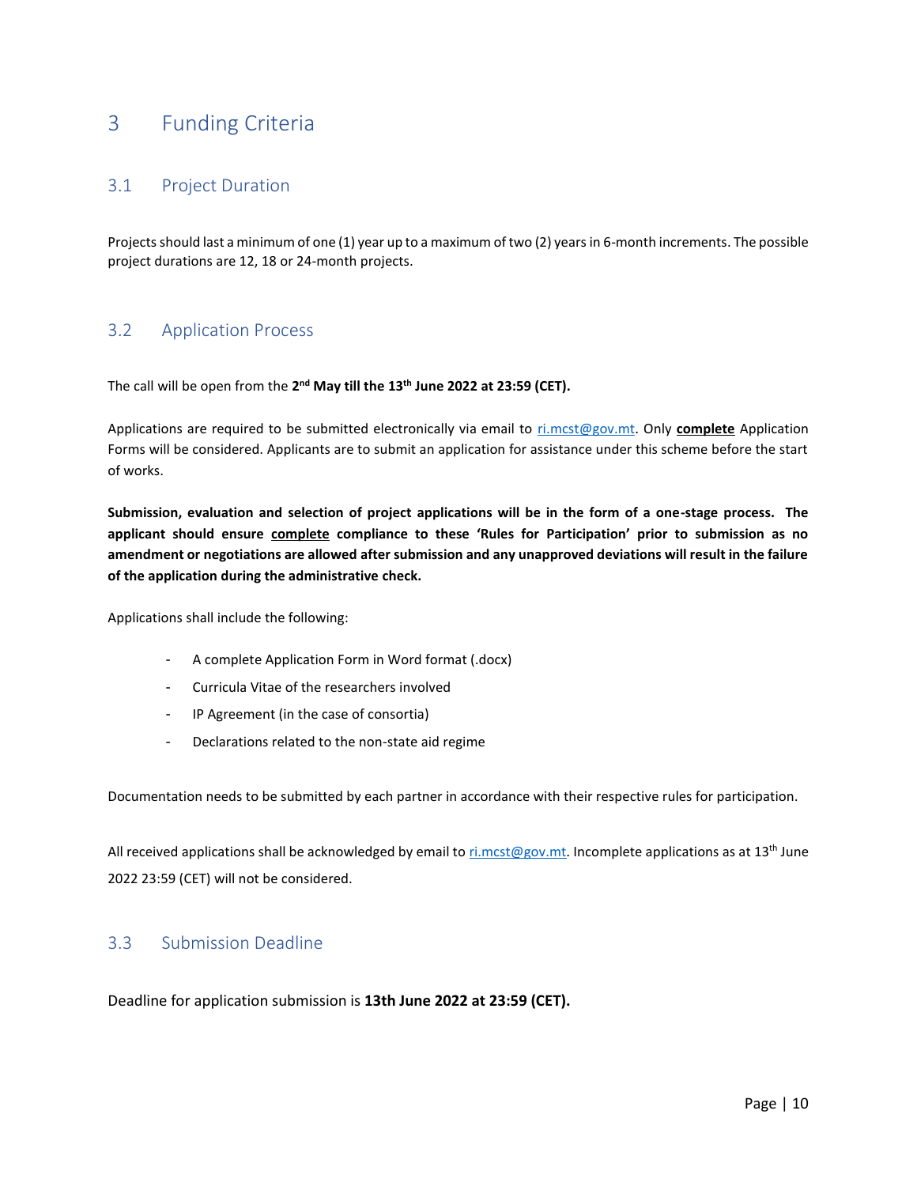# 3 Funding Criteria

## 3.1 Project Duration

Projects should last a minimum of one (1) year up to a maximum of two (2) years in 6-month increments. The possible project durations are 12, 18 or 24-month projects.

## 3.2 Application Process

The call will be open from the **2nd May till the 13th June 2022 at 23:59 (CET).**

Applications are required to be submitted electronically via email to ri.mcst@gov.mt. Only **complete** Application Forms will be considered. Applicants are to submit an application for assistance under this scheme before the start of works.

**Submission, evaluation and selection of project applications will be in the form of a one-stage process. The applicant should ensure complete compliance to these 'Rules for Participation' prior to submission as no amendment or negotiations are allowed after submission and any unapproved deviations will result in the failure of the application during the administrative check.**

Applications shall include the following:

- A complete Application Form in Word format (.docx)
- Curricula Vitae of the researchers involved
- IP Agreement (in the case of consortia)
- Declarations related to the non-state aid regime

Documentation needs to be submitted by each partner in accordance with their respective rules for participation.

All received applications shall be acknowledged by email to ri.mcst@gov.mt. Incomplete applications as at 13th June 2022 23:59 (CET) will not be considered.

## 3.3 Submission Deadline

Deadline for application submission is **13th June 2022 at 23:59 (CET).**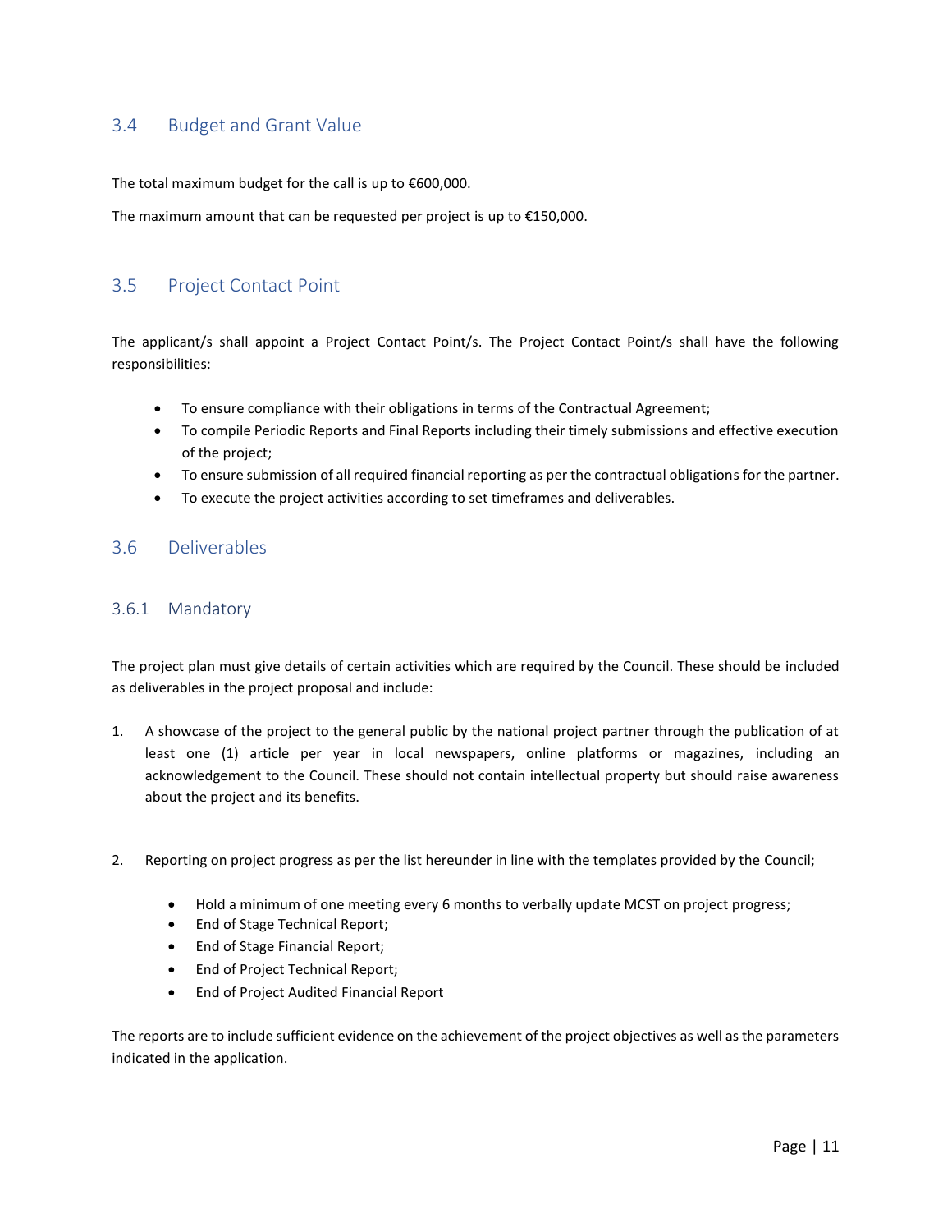## 3.4 Budget and Grant Value

The total maximum budget for the call is up to €600,000.

The maximum amount that can be requested per project is up to €150,000.

## 3.5 Project Contact Point

The applicant/s shall appoint a Project Contact Point/s. The Project Contact Point/s shall have the following responsibilities:

- To ensure compliance with their obligations in terms of the Contractual Agreement;
- To compile Periodic Reports and Final Reports including their timely submissions and effective execution of the project;
- To ensure submission of all required financial reporting as per the contractual obligations for the partner.
- To execute the project activities according to set timeframes and deliverables.

## 3.6 Deliverables

### 3.6.1 Mandatory

The project plan must give details of certain activities which are required by the Council. These should be included as deliverables in the project proposal and include:

1. A showcase of the project to the general public by the national project partner through the publication of at least one (1) article per year in local newspapers, online platforms or magazines, including an acknowledgement to the Council. These should not contain intellectual property but should raise awareness about the project and its benefits.

2. Reporting on project progress as per the list hereunder in line with the templates provided by the Council;

   - Hold a minimum of one meeting every 6 months to verbally update MCST on project progress;
   - End of Stage Technical Report;
   - End of Stage Financial Report;
   - End of Project Technical Report;
   - End of Project Audited Financial Report

The reports are to include sufficient evidence on the achievement of the project objectives as well as the parameters indicated in the application.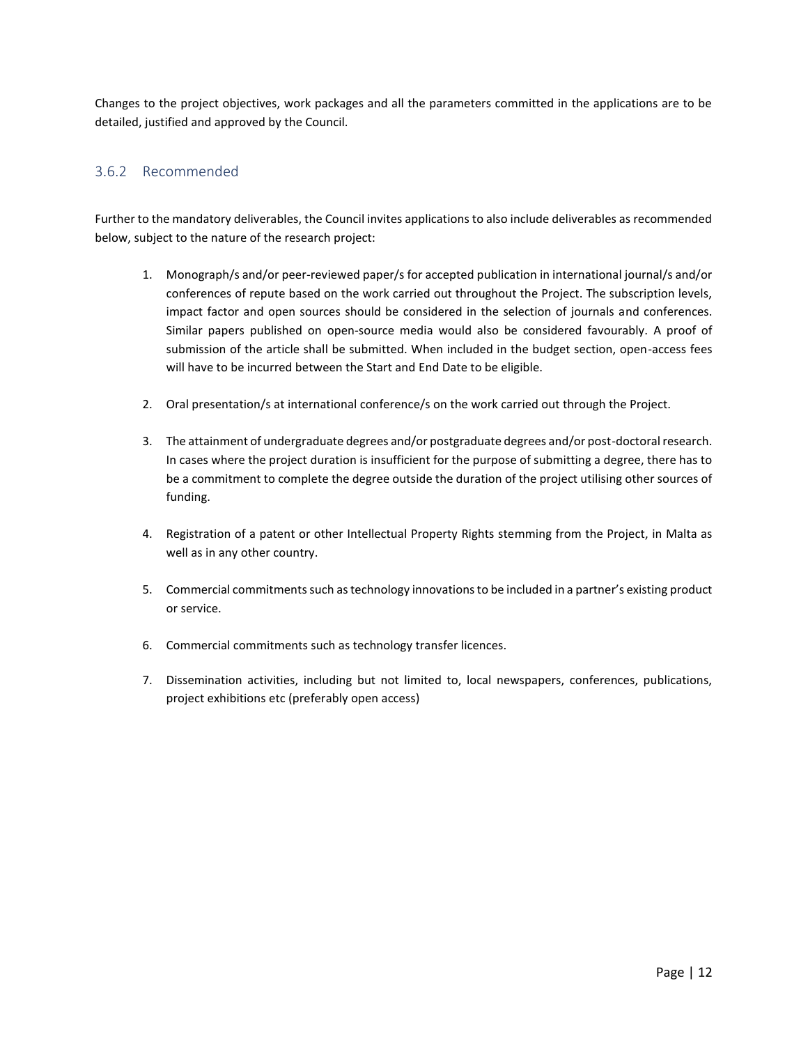Changes to the project objectives, work packages and all the parameters committed in the applications are to be detailed, justified and approved by the Council.

### 3.6.2 Recommended

Further to the mandatory deliverables, the Council invites applications to also include deliverables as recommended below, subject to the nature of the research project:

1. Monograph/s and/or peer-reviewed paper/s for accepted publication in international journal/s and/or conferences of repute based on the work carried out throughout the Project. The subscription levels, impact factor and open sources should be considered in the selection of journals and conferences. Similar papers published on open-source media would also be considered favourably. A proof of submission of the article shall be submitted. When included in the budget section, open-access fees will have to be incurred between the Start and End Date to be eligible.

2. Oral presentation/s at international conference/s on the work carried out through the Project.

3. The attainment of undergraduate degrees and/or postgraduate degrees and/or post-doctoral research. In cases where the project duration is insufficient for the purpose of submitting a degree, there has to be a commitment to complete the degree outside the duration of the project utilising other sources of funding.

4. Registration of a patent or other Intellectual Property Rights stemming from the Project, in Malta as well as in any other country.

5. Commercial commitments such as technology innovations to be included in a partner's existing product or service.

6. Commercial commitments such as technology transfer licences.

7. Dissemination activities, including but not limited to, local newspapers, conferences, publications, project exhibitions etc (preferably open access)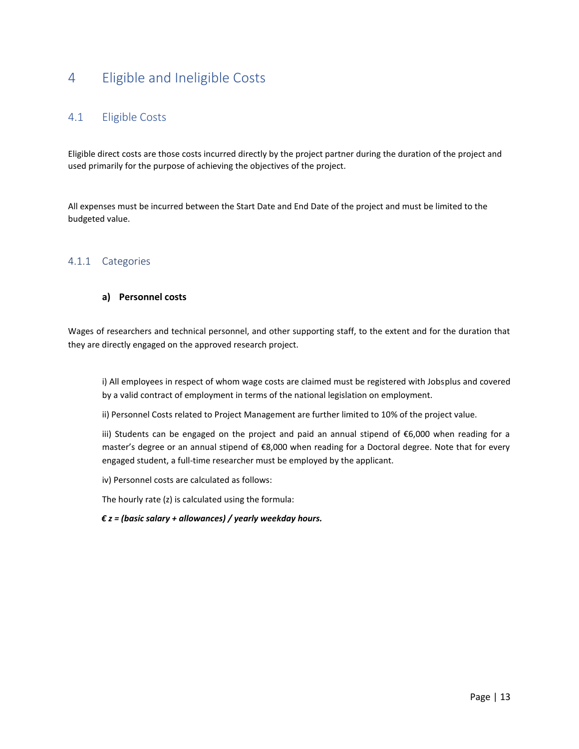# 4 Eligible and Ineligible Costs

## 4.1 Eligible Costs

Eligible direct costs are those costs incurred directly by the project partner during the duration of the project and used primarily for the purpose of achieving the objectives of the project.

All expenses must be incurred between the Start Date and End Date of the project and must be limited to the budgeted value.

### 4.1.1 Categories

#### a) Personnel costs

Wages of researchers and technical personnel, and other supporting staff, to the extent and for the duration that they are directly engaged on the approved research project.

i) All employees in respect of whom wage costs are claimed must be registered with Jobsplus and covered by a valid contract of employment in terms of the national legislation on employment.

ii) Personnel Costs related to Project Management are further limited to 10% of the project value.

iii) Students can be engaged on the project and paid an annual stipend of €6,000 when reading for a master's degree or an annual stipend of €8,000 when reading for a Doctoral degree. Note that for every engaged student, a full-time researcher must be employed by the applicant.

iv) Personnel costs are calculated as follows:

The hourly rate (z) is calculated using the formula:

***€ z = (basic salary + allowances) / yearly weekday hours.***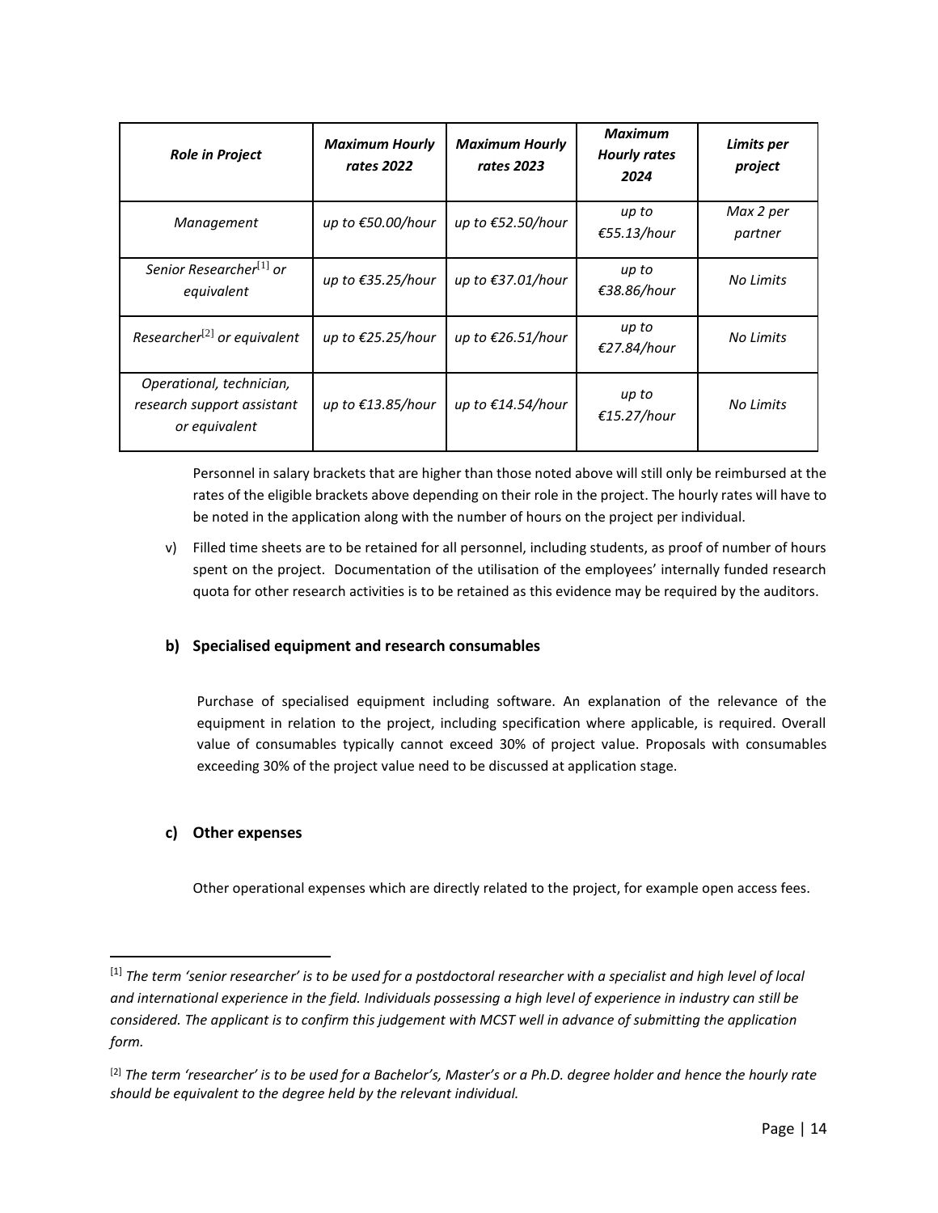| *Role in Project* | *Maximum Hourly rates 2022* | *Maximum Hourly rates 2023* | *Maximum Hourly rates 2024* | *Limits per project* |
| --- | --- | --- | --- | --- |
| *Management* | *up to €50.00/hour* | *up to €52.50/hour* | *up to €55.13/hour* | *Max 2 per partner* |
| *Senior Researcher*[1] *or equivalent* | *up to €35.25/hour* | *up to €37.01/hour* | *up to €38.86/hour* | *No Limits* |
| *Researcher*[2] *or equivalent* | *up to €25.25/hour* | *up to €26.51/hour* | *up to €27.84/hour* | *No Limits* |
| *Operational, technician, research support assistant or equivalent* | *up to €13.85/hour* | *up to €14.54/hour* | *up to €15.27/hour* | *No Limits* |

Personnel in salary brackets that are higher than those noted above will still only be reimbursed at the rates of the eligible brackets above depending on their role in the project. The hourly rates will have to be noted in the application along with the number of hours on the project per individual.

v) Filled time sheets are to be retained for all personnel, including students, as proof of number of hours spent on the project. Documentation of the utilisation of the employees' internally funded research quota for other research activities is to be retained as this evidence may be required by the auditors.

### b) Specialised equipment and research consumables

Purchase of specialised equipment including software. An explanation of the relevance of the equipment in relation to the project, including specification where applicable, is required. Overall value of consumables typically cannot exceed 30% of project value. Proposals with consumables exceeding 30% of the project value need to be discussed at application stage.

### c) Other expenses

Other operational expenses which are directly related to the project, for example open access fees.

---

[1] *The term 'senior researcher' is to be used for a postdoctoral researcher with a specialist and high level of local and international experience in the field. Individuals possessing a high level of experience in industry can still be considered. The applicant is to confirm this judgement with MCST well in advance of submitting the application form.*

[2] *The term 'researcher' is to be used for a Bachelor's, Master's or a Ph.D. degree holder and hence the hourly rate should be equivalent to the degree held by the relevant individual.*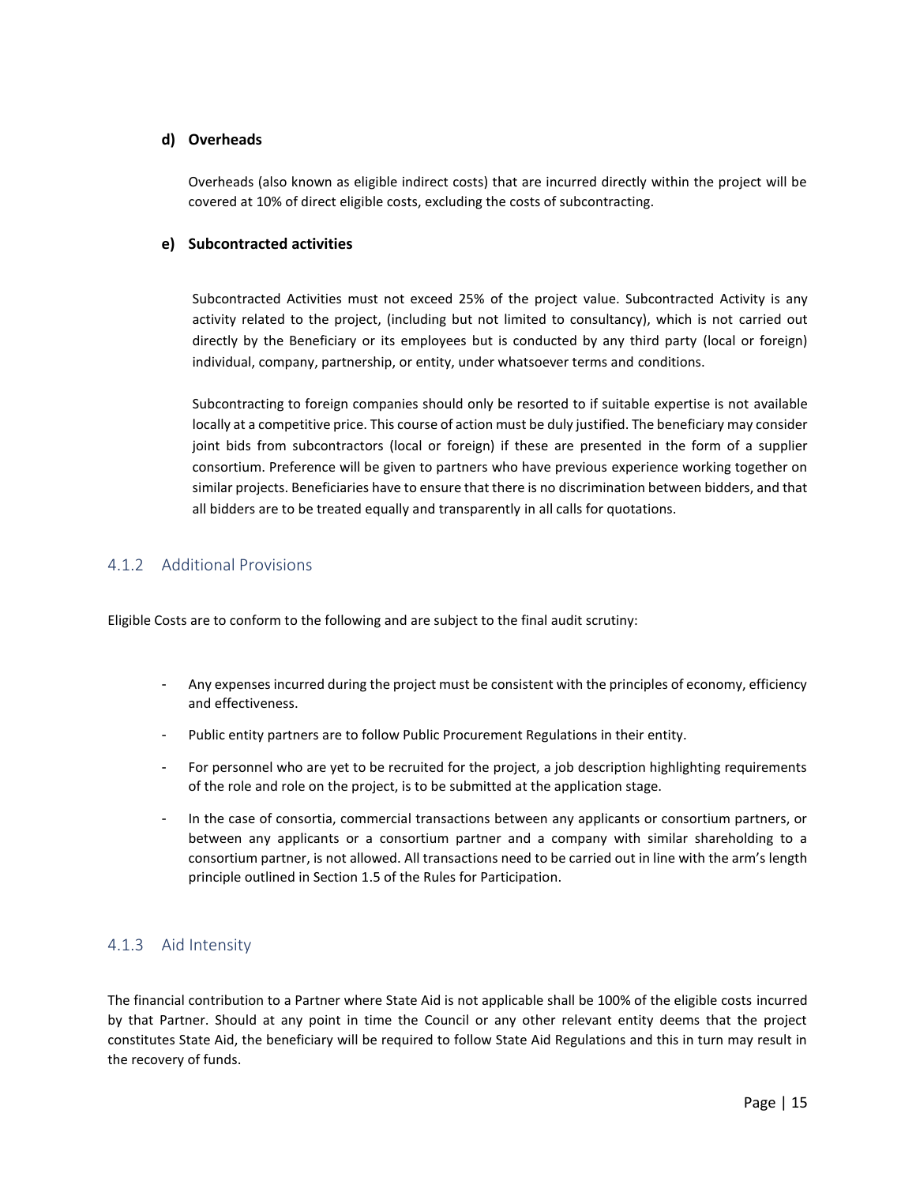#### d) Overheads

Overheads (also known as eligible indirect costs) that are incurred directly within the project will be covered at 10% of direct eligible costs, excluding the costs of subcontracting.

#### e) Subcontracted activities

Subcontracted Activities must not exceed 25% of the project value. Subcontracted Activity is any activity related to the project, (including but not limited to consultancy), which is not carried out directly by the Beneficiary or its employees but is conducted by any third party (local or foreign) individual, company, partnership, or entity, under whatsoever terms and conditions.

Subcontracting to foreign companies should only be resorted to if suitable expertise is not available locally at a competitive price. This course of action must be duly justified. The beneficiary may consider joint bids from subcontractors (local or foreign) if these are presented in the form of a supplier consortium. Preference will be given to partners who have previous experience working together on similar projects. Beneficiaries have to ensure that there is no discrimination between bidders, and that all bidders are to be treated equally and transparently in all calls for quotations.

### 4.1.2 Additional Provisions

Eligible Costs are to conform to the following and are subject to the final audit scrutiny:

- Any expenses incurred during the project must be consistent with the principles of economy, efficiency and effectiveness.
- Public entity partners are to follow Public Procurement Regulations in their entity.
- For personnel who are yet to be recruited for the project, a job description highlighting requirements of the role and role on the project, is to be submitted at the application stage.
- In the case of consortia, commercial transactions between any applicants or consortium partners, or between any applicants or a consortium partner and a company with similar shareholding to a consortium partner, is not allowed. All transactions need to be carried out in line with the arm's length principle outlined in Section 1.5 of the Rules for Participation.

### 4.1.3 Aid Intensity

The financial contribution to a Partner where State Aid is not applicable shall be 100% of the eligible costs incurred by that Partner. Should at any point in time the Council or any other relevant entity deems that the project constitutes State Aid, the beneficiary will be required to follow State Aid Regulations and this in turn may result in the recovery of funds.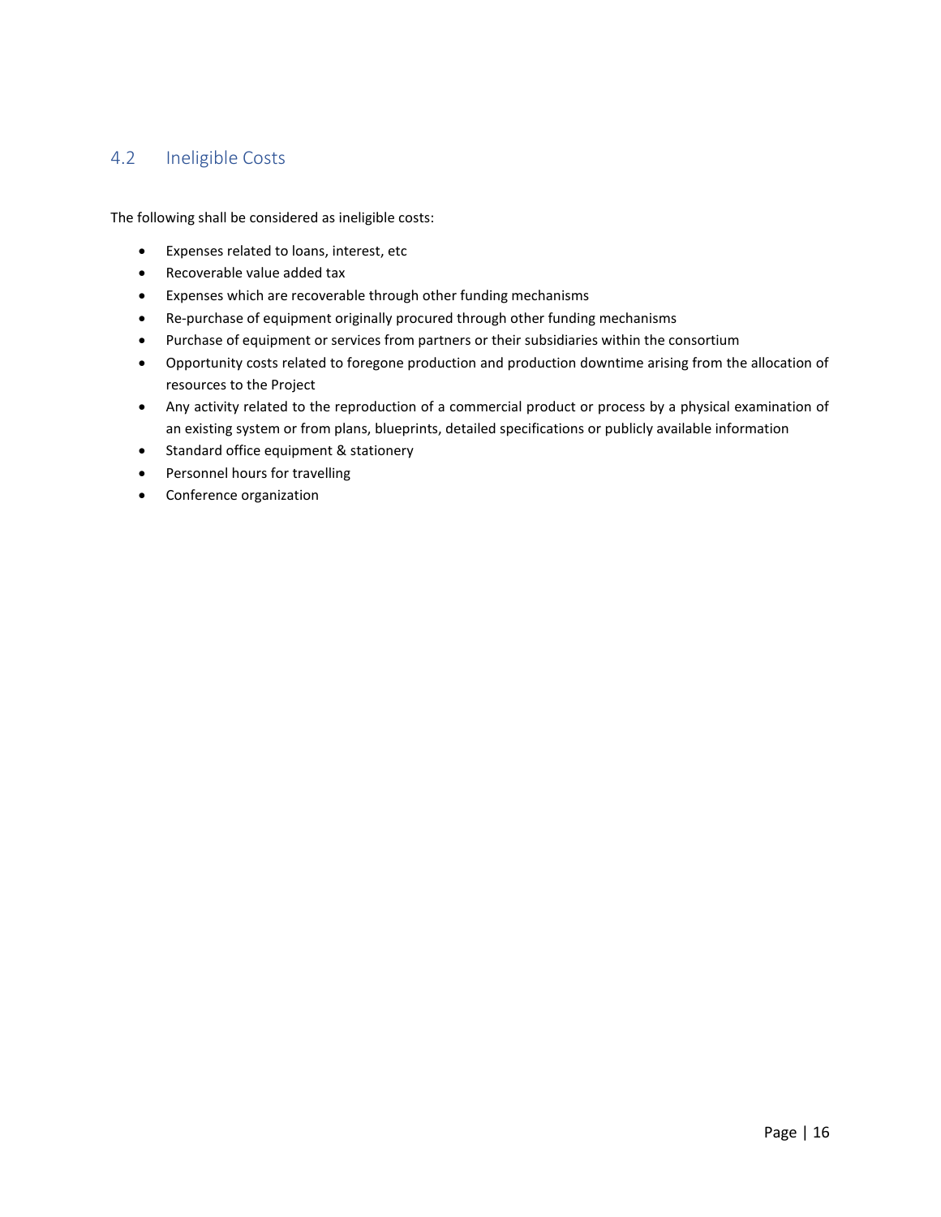## 4.2 Ineligible Costs

The following shall be considered as ineligible costs:

- Expenses related to loans, interest, etc
- Recoverable value added tax
- Expenses which are recoverable through other funding mechanisms
- Re-purchase of equipment originally procured through other funding mechanisms
- Purchase of equipment or services from partners or their subsidiaries within the consortium
- Opportunity costs related to foregone production and production downtime arising from the allocation of resources to the Project
- Any activity related to the reproduction of a commercial product or process by a physical examination of an existing system or from plans, blueprints, detailed specifications or publicly available information
- Standard office equipment & stationery
- Personnel hours for travelling
- Conference organization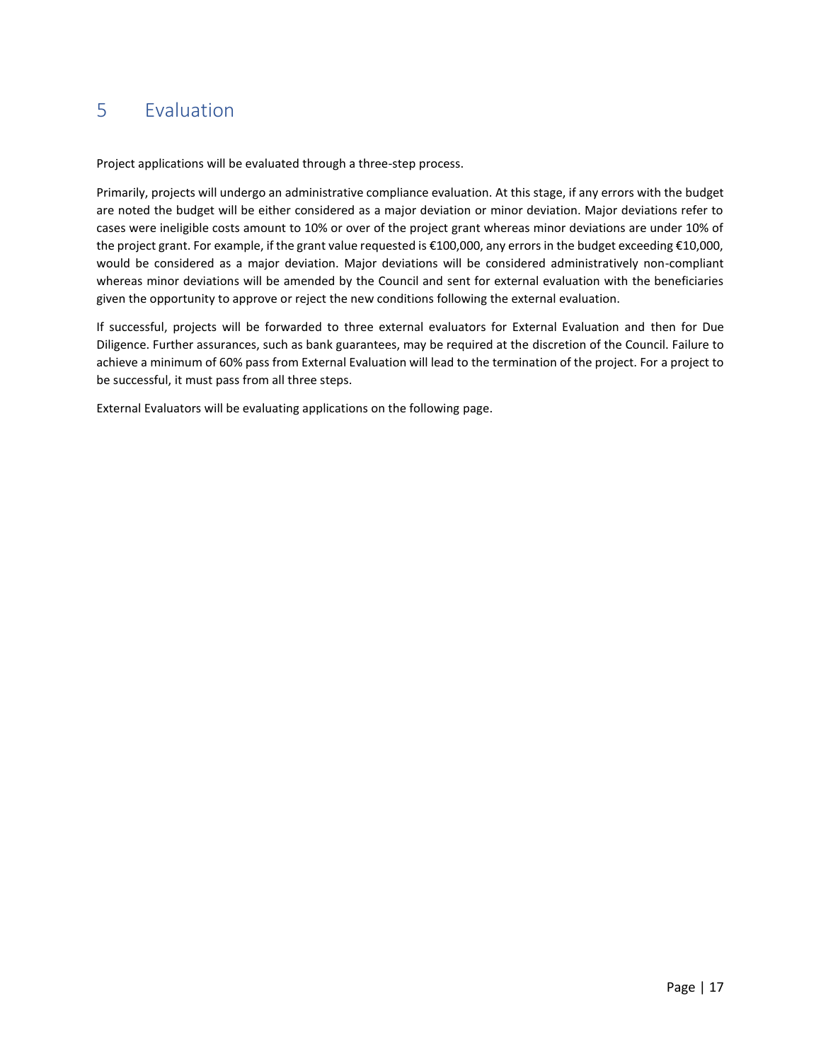# 5 Evaluation

Project applications will be evaluated through a three-step process.

Primarily, projects will undergo an administrative compliance evaluation. At this stage, if any errors with the budget are noted the budget will be either considered as a major deviation or minor deviation. Major deviations refer to cases were ineligible costs amount to 10% or over of the project grant whereas minor deviations are under 10% of the project grant. For example, if the grant value requested is €100,000, any errors in the budget exceeding €10,000, would be considered as a major deviation. Major deviations will be considered administratively non-compliant whereas minor deviations will be amended by the Council and sent for external evaluation with the beneficiaries given the opportunity to approve or reject the new conditions following the external evaluation.

If successful, projects will be forwarded to three external evaluators for External Evaluation and then for Due Diligence. Further assurances, such as bank guarantees, may be required at the discretion of the Council. Failure to achieve a minimum of 60% pass from External Evaluation will lead to the termination of the project. For a project to be successful, it must pass from all three steps.

External Evaluators will be evaluating applications on the following page.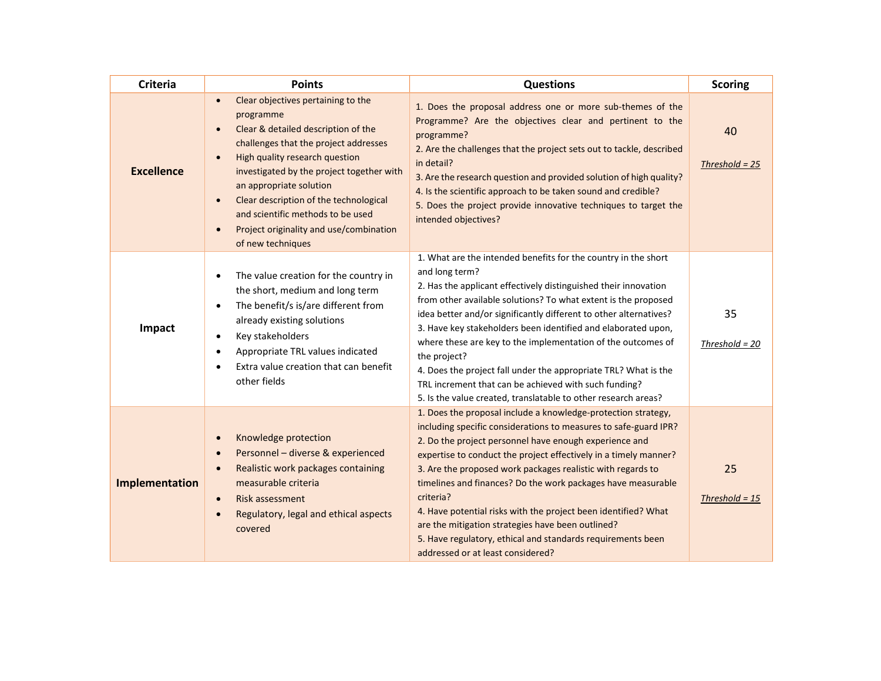| Criteria | Points | Questions | Scoring |
| --- | --- | --- | --- |
| **Excellence** | • Clear objectives pertaining to the programme<br>• Clear & detailed description of the challenges that the project addresses<br>• High quality research question investigated by the project together with an appropriate solution<br>• Clear description of the technological and scientific methods to be used<br>• Project originality and use/combination of new techniques | 1. Does the proposal address one or more sub-themes of the Programme? Are the objectives clear and pertinent to the programme?<br>2. Are the challenges that the project sets out to tackle, described in detail?<br>3. Are the research question and provided solution of high quality?<br>4. Is the scientific approach to be taken sound and credible?<br>5. Does the project provide innovative techniques to target the intended objectives? | 40<br><br>*Threshold = 25* |
| **Impact** | • The value creation for the country in the short, medium and long term<br>• The benefit/s is/are different from already existing solutions<br>• Key stakeholders<br>• Appropriate TRL values indicated<br>• Extra value creation that can benefit other fields | 1. What are the intended benefits for the country in the short and long term?<br>2. Has the applicant effectively distinguished their innovation from other available solutions? To what extent is the proposed idea better and/or significantly different to other alternatives?<br>3. Have key stakeholders been identified and elaborated upon, where these are key to the implementation of the outcomes of the project?<br>4. Does the project fall under the appropriate TRL? What is the TRL increment that can be achieved with such funding?<br>5. Is the value created, translatable to other research areas? | 35<br><br>*Threshold = 20* |
| **Implementation** | • Knowledge protection<br>• Personnel – diverse & experienced<br>• Realistic work packages containing measurable criteria<br>• Risk assessment<br>• Regulatory, legal and ethical aspects covered | 1. Does the proposal include a knowledge-protection strategy, including specific considerations to measures to safe-guard IPR?<br>2. Do the project personnel have enough experience and expertise to conduct the project effectively in a timely manner?<br>3. Are the proposed work packages realistic with regards to timelines and finances? Do the work packages have measurable criteria?<br>4. Have potential risks with the project been identified? What are the mitigation strategies have been outlined?<br>5. Have regulatory, ethical and standards requirements been addressed or at least considered? | 25<br><br>*Threshold = 15* |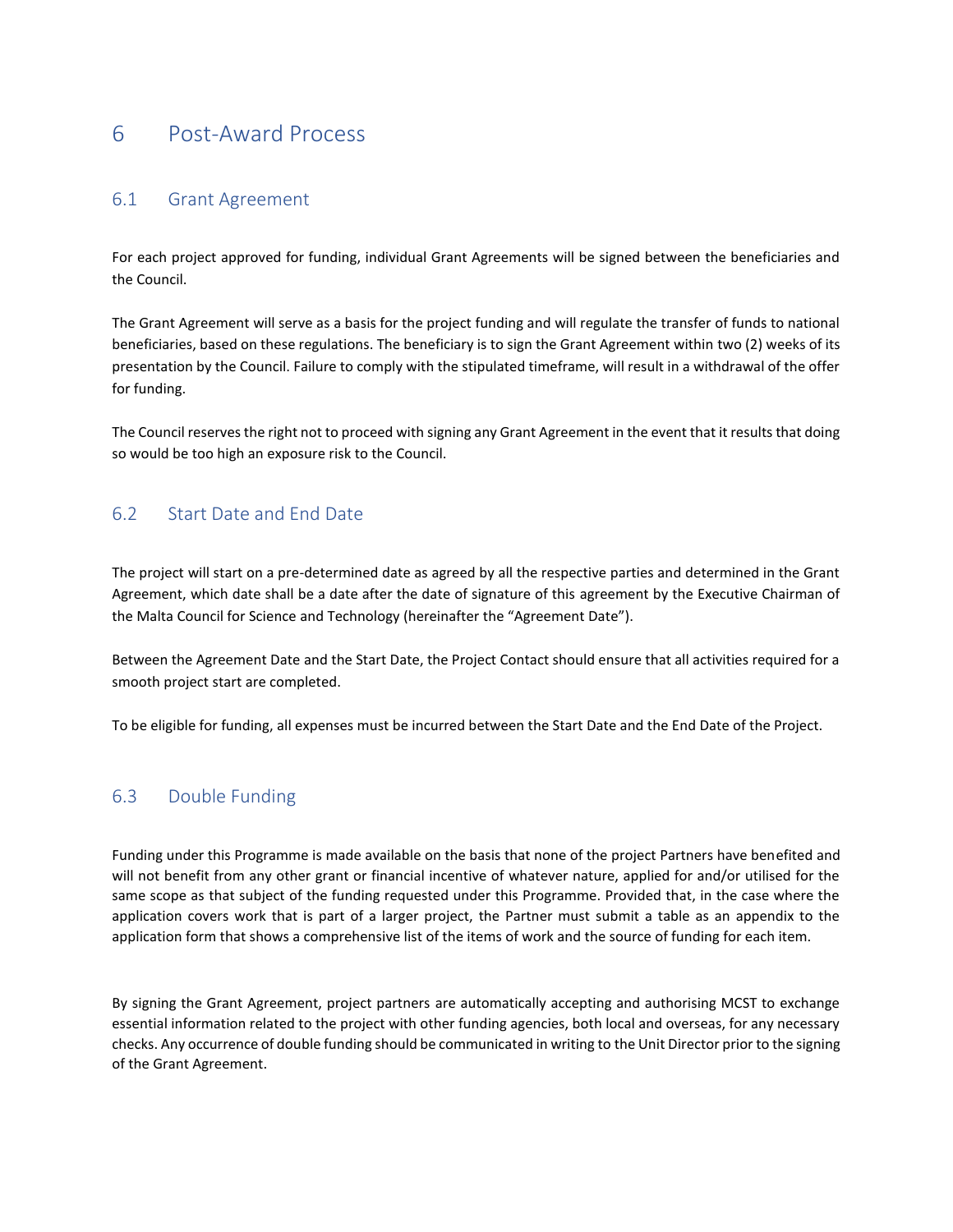# 6 Post-Award Process

## 6.1 Grant Agreement

For each project approved for funding, individual Grant Agreements will be signed between the beneficiaries and the Council.

The Grant Agreement will serve as a basis for the project funding and will regulate the transfer of funds to national beneficiaries, based on these regulations. The beneficiary is to sign the Grant Agreement within two (2) weeks of its presentation by the Council. Failure to comply with the stipulated timeframe, will result in a withdrawal of the offer for funding.

The Council reserves the right not to proceed with signing any Grant Agreement in the event that it results that doing so would be too high an exposure risk to the Council.

## 6.2 Start Date and End Date

The project will start on a pre-determined date as agreed by all the respective parties and determined in the Grant Agreement, which date shall be a date after the date of signature of this agreement by the Executive Chairman of the Malta Council for Science and Technology (hereinafter the "Agreement Date").

Between the Agreement Date and the Start Date, the Project Contact should ensure that all activities required for a smooth project start are completed.

To be eligible for funding, all expenses must be incurred between the Start Date and the End Date of the Project.

## 6.3 Double Funding

Funding under this Programme is made available on the basis that none of the project Partners have benefited and will not benefit from any other grant or financial incentive of whatever nature, applied for and/or utilised for the same scope as that subject of the funding requested under this Programme. Provided that, in the case where the application covers work that is part of a larger project, the Partner must submit a table as an appendix to the application form that shows a comprehensive list of the items of work and the source of funding for each item.

By signing the Grant Agreement, project partners are automatically accepting and authorising MCST to exchange essential information related to the project with other funding agencies, both local and overseas, for any necessary checks. Any occurrence of double funding should be communicated in writing to the Unit Director prior to the signing of the Grant Agreement.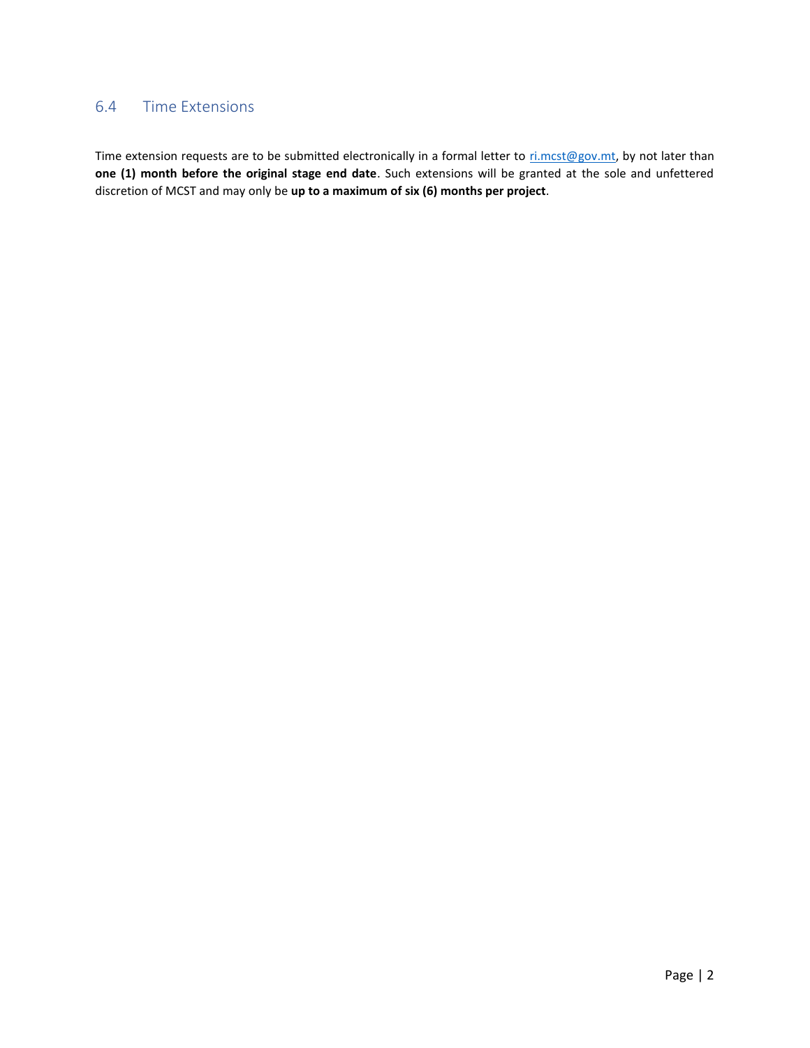## 6.4 Time Extensions

Time extension requests are to be submitted electronically in a formal letter to ri.mcst@gov.mt, by not later than **one (1) month before the original stage end date**. Such extensions will be granted at the sole and unfettered discretion of MCST and may only be **up to a maximum of six (6) months per project**.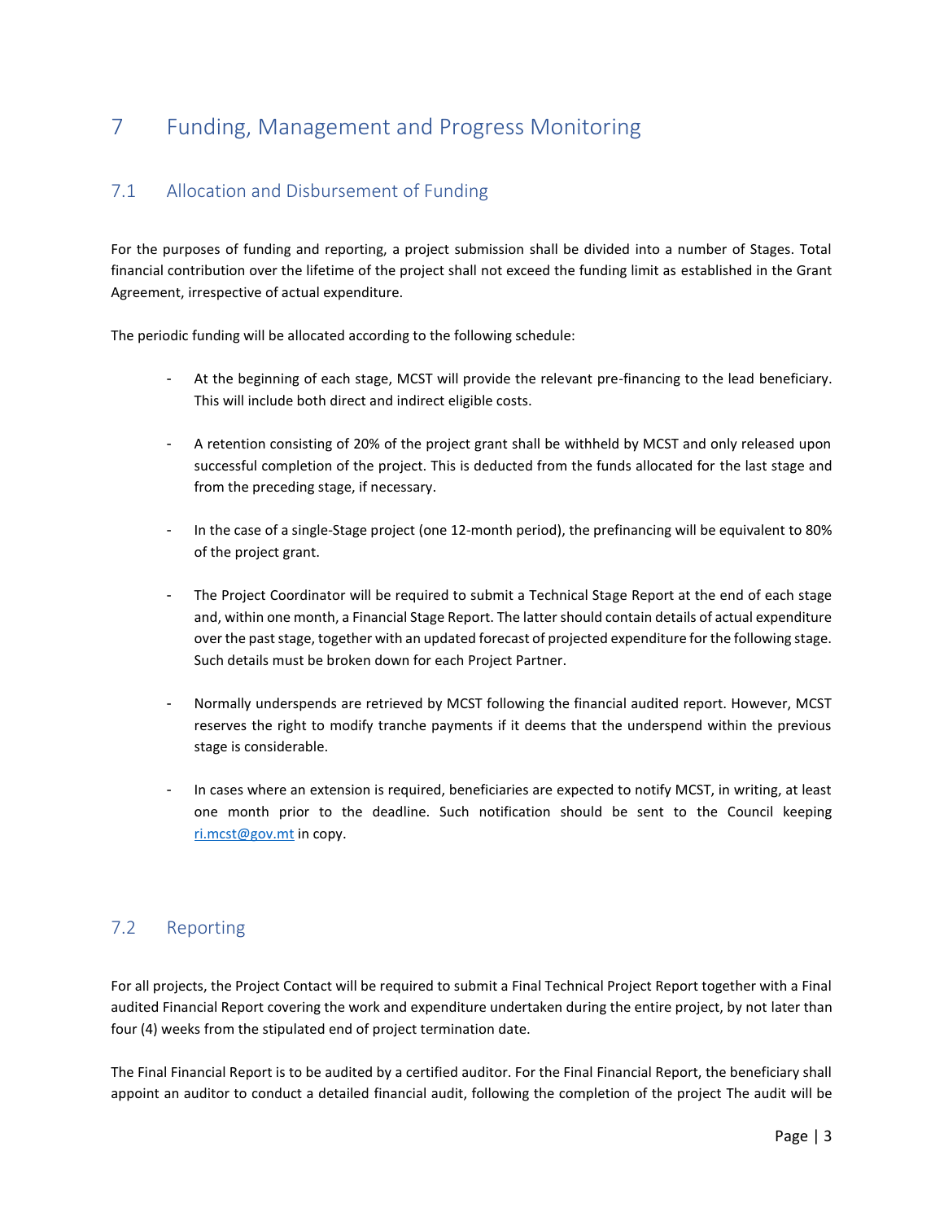# 7 Funding, Management and Progress Monitoring

## 7.1 Allocation and Disbursement of Funding

For the purposes of funding and reporting, a project submission shall be divided into a number of Stages. Total financial contribution over the lifetime of the project shall not exceed the funding limit as established in the Grant Agreement, irrespective of actual expenditure.

The periodic funding will be allocated according to the following schedule:

- At the beginning of each stage, MCST will provide the relevant pre-financing to the lead beneficiary. This will include both direct and indirect eligible costs.

- A retention consisting of 20% of the project grant shall be withheld by MCST and only released upon successful completion of the project. This is deducted from the funds allocated for the last stage and from the preceding stage, if necessary.

- In the case of a single-Stage project (one 12-month period), the prefinancing will be equivalent to 80% of the project grant.

- The Project Coordinator will be required to submit a Technical Stage Report at the end of each stage and, within one month, a Financial Stage Report. The latter should contain details of actual expenditure over the past stage, together with an updated forecast of projected expenditure for the following stage. Such details must be broken down for each Project Partner.

- Normally underspends are retrieved by MCST following the financial audited report. However, MCST reserves the right to modify tranche payments if it deems that the underspend within the previous stage is considerable.

- In cases where an extension is required, beneficiaries are expected to notify MCST, in writing, at least one month prior to the deadline. Such notification should be sent to the Council keeping ri.mcst@gov.mt in copy.

## 7.2 Reporting

For all projects, the Project Contact will be required to submit a Final Technical Project Report together with a Final audited Financial Report covering the work and expenditure undertaken during the entire project, by not later than four (4) weeks from the stipulated end of project termination date.

The Final Financial Report is to be audited by a certified auditor. For the Final Financial Report, the beneficiary shall appoint an auditor to conduct a detailed financial audit, following the completion of the project The audit will be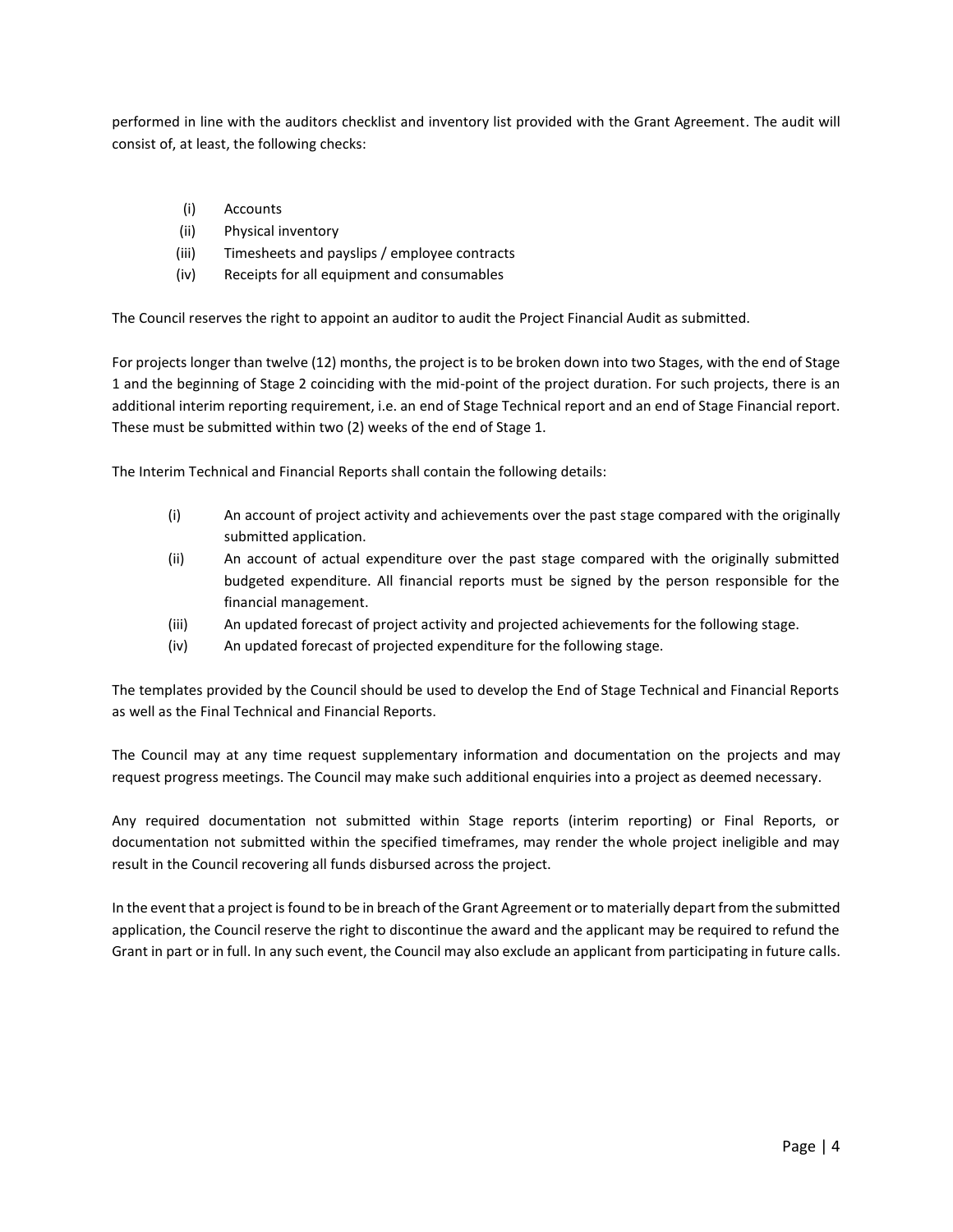performed in line with the auditors checklist and inventory list provided with the Grant Agreement. The audit will consist of, at least, the following checks:

(i) Accounts
(ii) Physical inventory
(iii) Timesheets and payslips / employee contracts
(iv) Receipts for all equipment and consumables

The Council reserves the right to appoint an auditor to audit the Project Financial Audit as submitted.

For projects longer than twelve (12) months, the project is to be broken down into two Stages, with the end of Stage 1 and the beginning of Stage 2 coinciding with the mid-point of the project duration. For such projects, there is an additional interim reporting requirement, i.e. an end of Stage Technical report and an end of Stage Financial report. These must be submitted within two (2) weeks of the end of Stage 1.

The Interim Technical and Financial Reports shall contain the following details:

(i) An account of project activity and achievements over the past stage compared with the originally submitted application.
(ii) An account of actual expenditure over the past stage compared with the originally submitted budgeted expenditure. All financial reports must be signed by the person responsible for the financial management.
(iii) An updated forecast of project activity and projected achievements for the following stage.
(iv) An updated forecast of projected expenditure for the following stage.

The templates provided by the Council should be used to develop the End of Stage Technical and Financial Reports as well as the Final Technical and Financial Reports.

The Council may at any time request supplementary information and documentation on the projects and may request progress meetings. The Council may make such additional enquiries into a project as deemed necessary.

Any required documentation not submitted within Stage reports (interim reporting) or Final Reports, or documentation not submitted within the specified timeframes, may render the whole project ineligible and may result in the Council recovering all funds disbursed across the project.

In the event that a project is found to be in breach of the Grant Agreement or to materially depart from the submitted application, the Council reserve the right to discontinue the award and the applicant may be required to refund the Grant in part or in full. In any such event, the Council may also exclude an applicant from participating in future calls.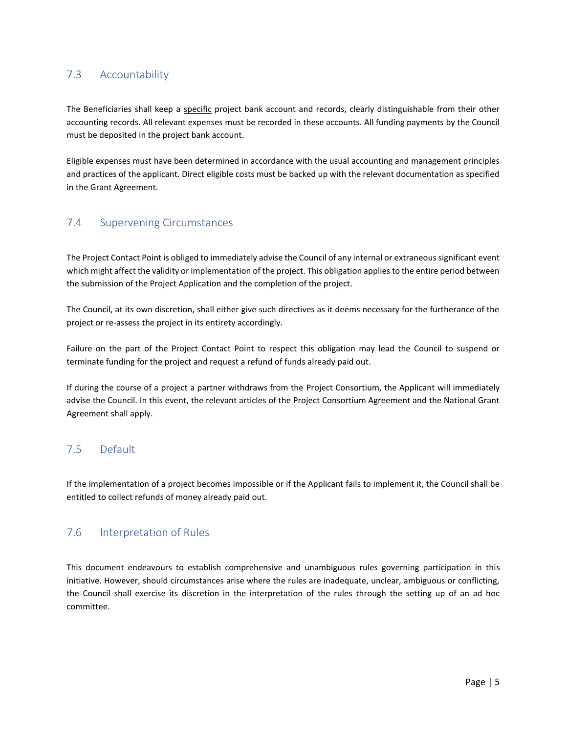## 7.3 Accountability

The Beneficiaries shall keep a specific project bank account and records, clearly distinguishable from their other accounting records. All relevant expenses must be recorded in these accounts. All funding payments by the Council must be deposited in the project bank account.

Eligible expenses must have been determined in accordance with the usual accounting and management principles and practices of the applicant. Direct eligible costs must be backed up with the relevant documentation as specified in the Grant Agreement.

## 7.4 Supervening Circumstances

The Project Contact Point is obliged to immediately advise the Council of any internal or extraneous significant event which might affect the validity or implementation of the project. This obligation applies to the entire period between the submission of the Project Application and the completion of the project.

The Council, at its own discretion, shall either give such directives as it deems necessary for the furtherance of the project or re-assess the project in its entirety accordingly.

Failure on the part of the Project Contact Point to respect this obligation may lead the Council to suspend or terminate funding for the project and request a refund of funds already paid out.

If during the course of a project a partner withdraws from the Project Consortium, the Applicant will immediately advise the Council. In this event, the relevant articles of the Project Consortium Agreement and the National Grant Agreement shall apply.

## 7.5 Default

If the implementation of a project becomes impossible or if the Applicant fails to implement it, the Council shall be entitled to collect refunds of money already paid out.

## 7.6 Interpretation of Rules

This document endeavours to establish comprehensive and unambiguous rules governing participation in this initiative. However, should circumstances arise where the rules are inadequate, unclear, ambiguous or conflicting, the Council shall exercise its discretion in the interpretation of the rules through the setting up of an ad hoc committee.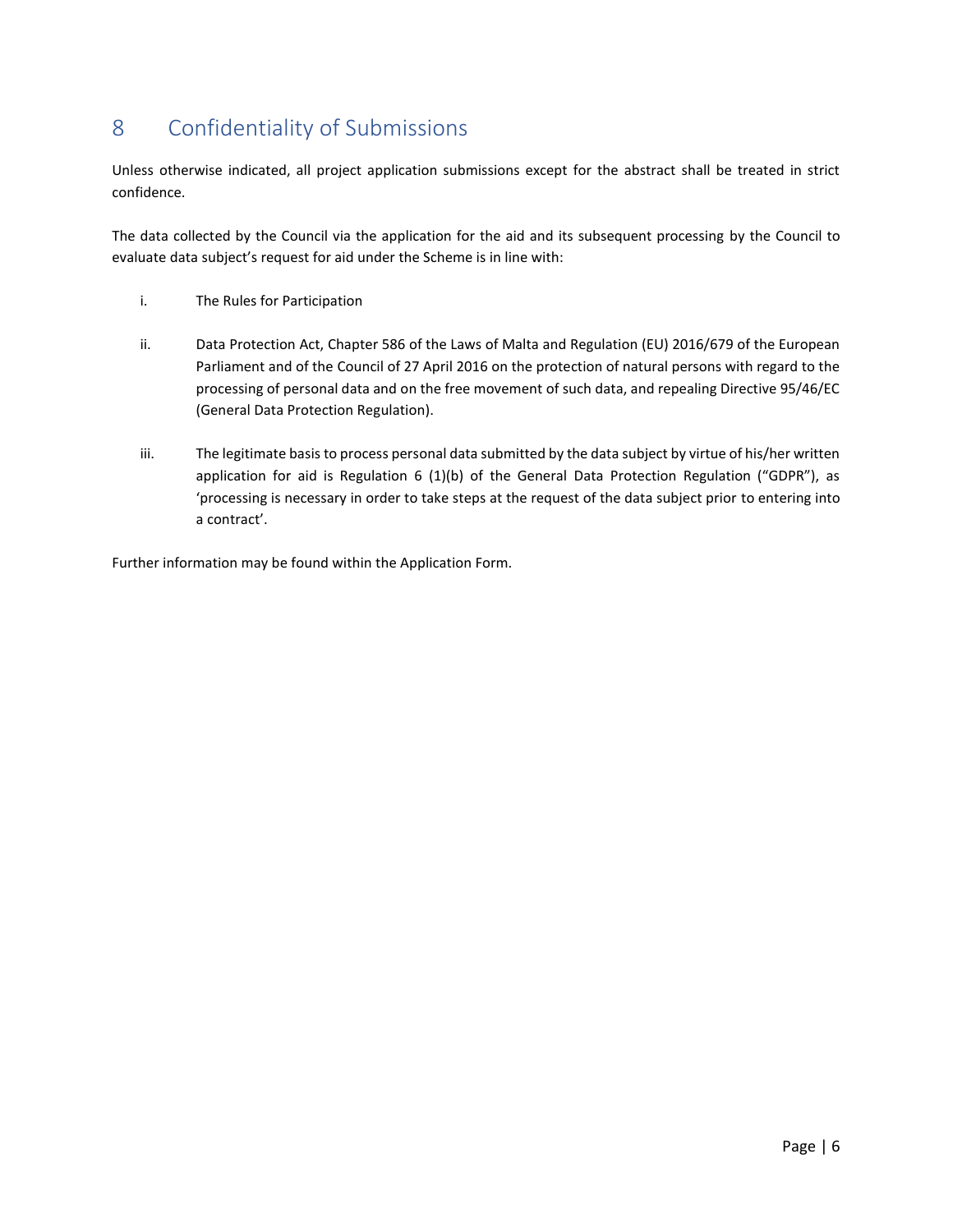# 8 Confidentiality of Submissions

Unless otherwise indicated, all project application submissions except for the abstract shall be treated in strict confidence.

The data collected by the Council via the application for the aid and its subsequent processing by the Council to evaluate data subject's request for aid under the Scheme is in line with:

i. The Rules for Participation

ii. Data Protection Act, Chapter 586 of the Laws of Malta and Regulation (EU) 2016/679 of the European Parliament and of the Council of 27 April 2016 on the protection of natural persons with regard to the processing of personal data and on the free movement of such data, and repealing Directive 95/46/EC (General Data Protection Regulation).

iii. The legitimate basis to process personal data submitted by the data subject by virtue of his/her written application for aid is Regulation 6 (1)(b) of the General Data Protection Regulation ("GDPR"), as 'processing is necessary in order to take steps at the request of the data subject prior to entering into a contract'.

Further information may be found within the Application Form.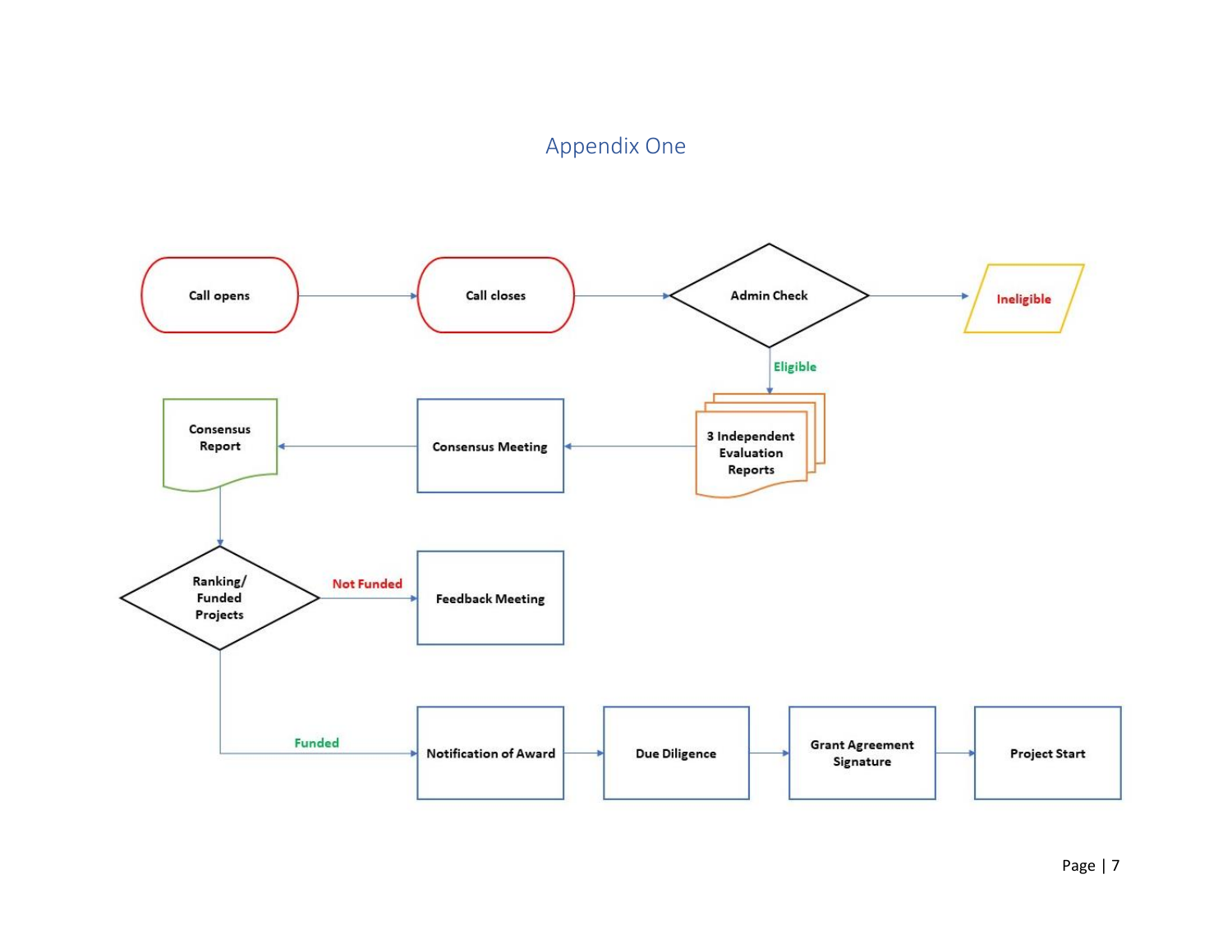# Appendix One

Call opens → Call closes → Admin Check → Ineligible

Admin Check → Eligible → 3 Independent Evaluation Reports → Consensus Meeting → Consensus Report → Ranking/ Funded Projects

Ranking/ Funded Projects → Not Funded → Feedback Meeting

Ranking/ Funded Projects → Funded → Notification of Award → Due Diligence → Grant Agreement Signature → Project Start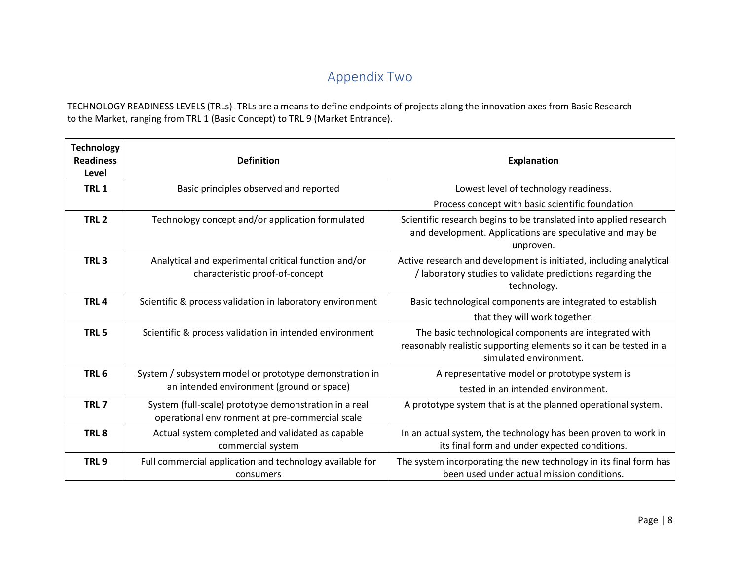# Appendix Two

TECHNOLOGY READINESS LEVELS (TRLs)- TRLs are a means to define endpoints of projects along the innovation axes from Basic Research to the Market, ranging from TRL 1 (Basic Concept) to TRL 9 (Market Entrance).

| Technology Readiness Level | Definition | Explanation |
|---|---|---|
| TRL 1 | Basic principles observed and reported | Lowest level of technology readiness. Process concept with basic scientific foundation |
| TRL 2 | Technology concept and/or application formulated | Scientific research begins to be translated into applied research and development. Applications are speculative and may be unproven. |
| TRL 3 | Analytical and experimental critical function and/or characteristic proof-of-concept | Active research and development is initiated, including analytical / laboratory studies to validate predictions regarding the technology. |
| TRL 4 | Scientific & process validation in laboratory environment | Basic technological components are integrated to establish that they will work together. |
| TRL 5 | Scientific & process validation in intended environment | The basic technological components are integrated with reasonably realistic supporting elements so it can be tested in a simulated environment. |
| TRL 6 | System / subsystem model or prototype demonstration in an intended environment (ground or space) | A representative model or prototype system is tested in an intended environment. |
| TRL 7 | System (full-scale) prototype demonstration in a real operational environment at pre-commercial scale | A prototype system that is at the planned operational system. |
| TRL 8 | Actual system completed and validated as capable commercial system | In an actual system, the technology has been proven to work in its final form and under expected conditions. |
| TRL 9 | Full commercial application and technology available for consumers | The system incorporating the new technology in its final form has been used under actual mission conditions. |